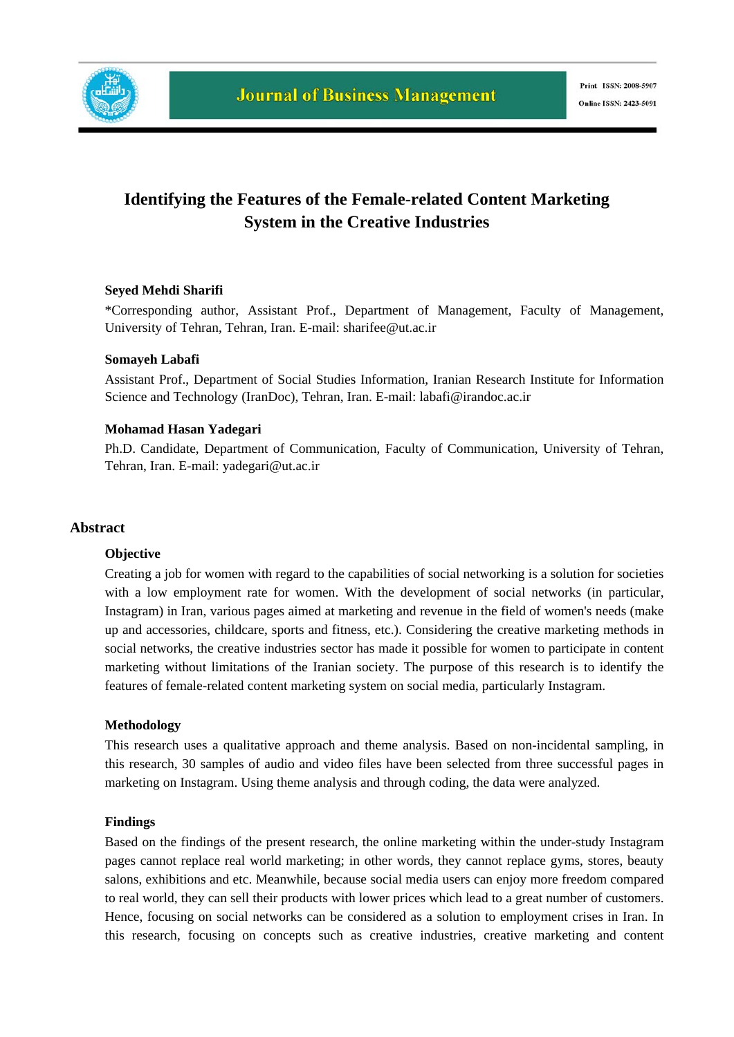# Identifying the Features of the Female-related Content Marketing System in the Creative Industries

**Seyed Mehdi Sharifi**

*Corresponding author, Assistant Prof., Department of Management, Faculty of Management, University of Tehran, Tehran, Iran. E-mail: sharifee@ut.ac.ir

**Somayeh Labafi**

Assistant Prof., Department of Social Studies Information, Iranian Research Institute for Information Science and Technology (IranDoc), Tehran, Iran. E-mail: labafi@irandoc.ac.ir

**Mohamad Hasan Yadegari**

Ph.D. Candidate, Department of Communication, Faculty of Communication, University of Tehran, Tehran, Iran. E-mail: yadegari@ut.ac.ir

## Abstract

### Objective

Creating a job for women with regard to the capabilities of social networking is a solution for societies with a low employment rate for women. With the development of social networks (in particular, Instagram) in Iran, various pages aimed at marketing and revenue in the field of women's needs (make up and accessories, childcare, sports and fitness, etc.). Considering the creative marketing methods in social networks, the creative industries sector has made it possible for women to participate in content marketing without limitations of the Iranian society. The purpose of this research is to identify the features of female-related content marketing system on social media, particularly Instagram.

### Methodology

This research uses a qualitative approach and theme analysis. Based on non-incidental sampling, in this research, 30 samples of audio and video files have been selected from three successful pages in marketing on Instagram. Using theme analysis and through coding, the data were analyzed.

### Findings

Based on the findings of the present research, the online marketing within the under-study Instagram pages cannot replace real world marketing; in other words, they cannot replace gyms, stores, beauty salons, exhibitions and etc. Meanwhile, because social media users can enjoy more freedom compared to real world, they can sell their products with lower prices which lead to a great number of customers. Hence, focusing on social networks can be considered as a solution to employment crises in Iran. In this research, focusing on concepts such as creative industries, creative marketing and content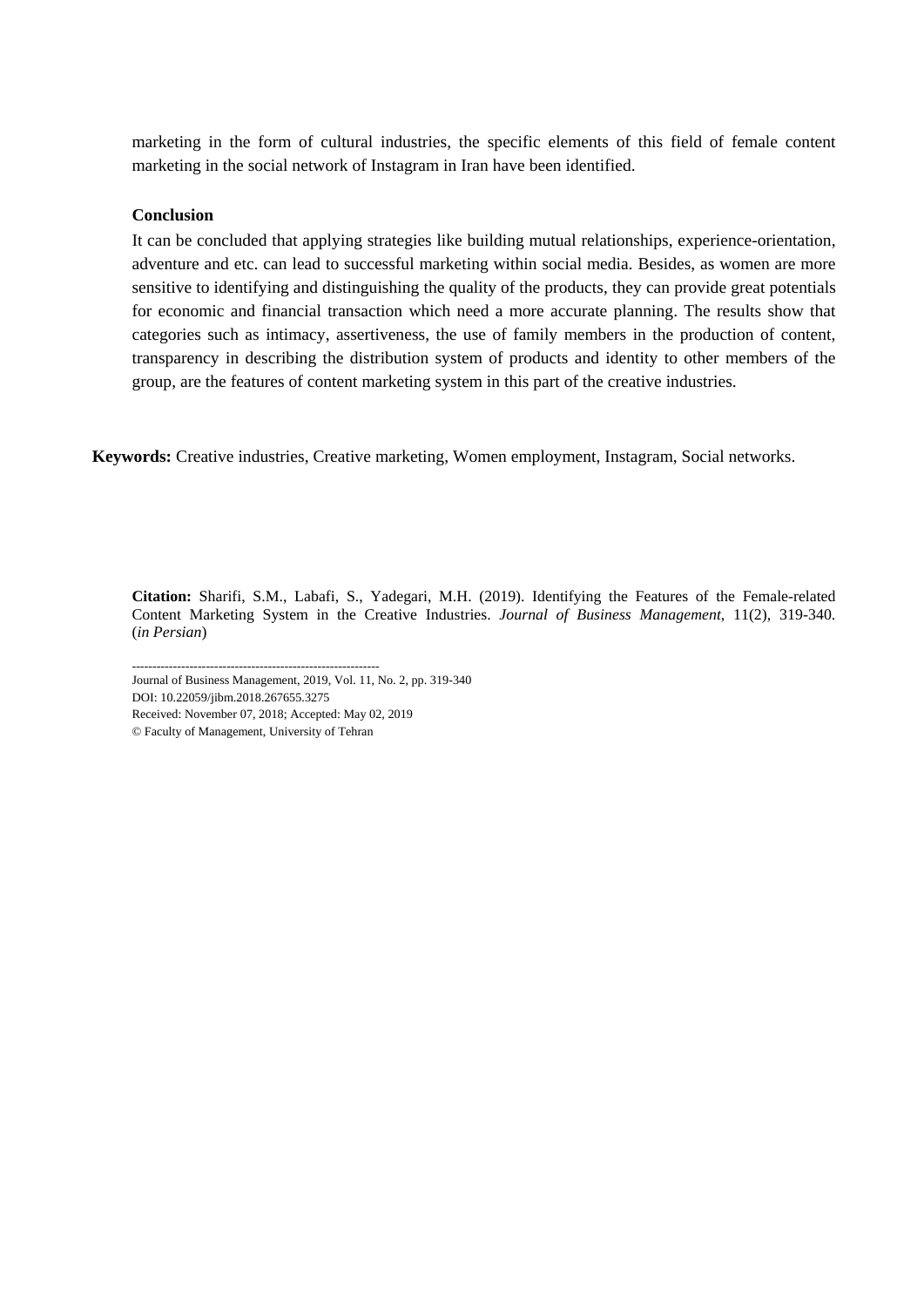marketing in the form of cultural industries, the specific elements of this field of female content marketing in the social network of Instagram in Iran have been identified.

**Conclusion**

It can be concluded that applying strategies like building mutual relationships, experience-orientation, adventure and etc. can lead to successful marketing within social media. Besides, as women are more sensitive to identifying and distinguishing the quality of the products, they can provide great potentials for economic and financial transaction which need a more accurate planning. The results show that categories such as intimacy, assertiveness, the use of family members in the production of content, transparency in describing the distribution system of products and identity to other members of the group, are the features of content marketing system in this part of the creative industries.

**Keywords:** Creative industries, Creative marketing, Women employment, Instagram, Social networks.

**Citation:** Sharifi, S.M., Labafi, S., Yadegari, M.H. (2019). Identifying the Features of the Female-related Content Marketing System in the Creative Industries. *Journal of Business Management,* 11(2), 319-340. (*in Persian*)

---

Journal of Business Management, 2019, Vol. 11, No. 2, pp. 319-340

DOI: 10.22059/jibm.2018.267655.3275

Received: November 07, 2018; Accepted: May 02, 2019

© Faculty of Management, University of Tehran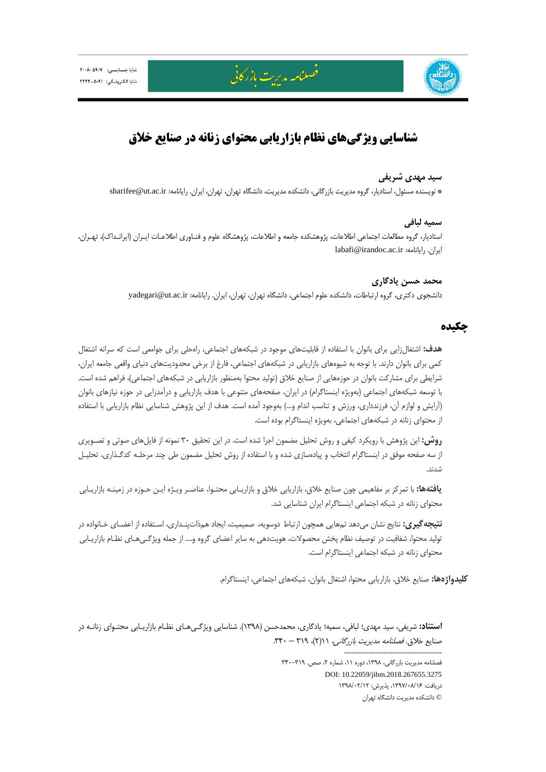# شناسایی ویژگی‌های نظام بازاریابی محتوای زنانه در صنایع خلاق

### سید مهدی شریفی

* نویسنده مسئول، استادیار، گروه مدیریت بازرگانی، دانشکده مدیریت، دانشگاه تهران، تهران، ایران. رایانامه: sharifee@ut.ac.ir

### سمیه لبافی

استادیار، گروه مطالعات اجتماعی اطلاعات، پژوهشکده جامعه و اطلاعات، پژوهشگاه علوم و فناوری اطلاعات ایران (ایرانداک)، تهران، ایران. رایانامه: labafi@irandoc.ac.ir

### محمد حسن یادگاری

دانشجوی دکتری، گروه ارتباطات، دانشکده علوم اجتماعی، دانشگاه تهران، تهران، ایران. رایانامه: yadegari@ut.ac.ir

## چکیده

**هدف:** اشتغال‌زایی برای بانوان با استفاده از قابلیت‌های موجود در شبکه‌های اجتماعی، راه‌حلی برای جوامعی است که سرانه اشتغال کمی برای بانوان دارند. با توجه به شیوه‌های بازاریابی در شبکه‌های اجتماعی، فارغ از برخی محدودیت‌های دنیای واقعی جامعه ایران، شرایطی برای مشارکت بانوان در حوزه‌هایی از صنایع خلاق (تولید محتوا به‌منظور بازاریابی در شبکه‌های اجتماعی)، فراهم شده است. با توسعه شبکه‌های اجتماعی (به‌ویژه اینستاگرام) در ایران، صفحه‌های متنوعی با هدف بازاریابی و درآمدزایی در حوزه نیازهای بانوان (آرایش و لوازم آن، فرزندداری، ورزش و تناسب اندام و...) به‌وجود آمده است. هدف از این پژوهش شناسایی نظام بازاریابی با استفاده از محتوای زنانه در شبکه‌های اجتماعی، به‌ویژه اینستاگرام بوده است.

**روش:** این پژوهش با رویکرد کیفی و روش تحلیل مضمون اجرا شده است. در این تحقیق ۳۰ نمونه از فایل‌های صوتی و تصویری از سه صفحه موفق در اینستاگرام انتخاب و پیاده‌سازی شده و با استفاده از روش تحلیل مضمون طی چند مرحله کدگذاری، تحلیل شدند.

**یافته‌ها:** با تمرکز بر مفاهیمی چون صنایع خلاق، بازاریابی خلاق و بازاریابی محتوا، عناصر ویژه این حوزه در زمینه بازاریابی محتوای زنانه در شبکه اجتماعی اینستاگرام ایران شناسایی شد.

**نتیجه‌گیری:** نتایج نشان می‌دهد تم‌هایی همچون ارتباط دوسویه، صمیمیت، ایجاد هم‌ذات‌پنداری، استفاده از اعضای خانواده در تولید محتوا، شفافیت در توصیف نظام پخش محصولات، هویت‌دهی به سایر اعضای گروه و.... از جمله ویژگی‌های نظام بازاریابی محتوای زنانه در شبکه اجتماعی اینستاگرام است.

**کلیدواژه‌ها:** صنایع خلاق، بازاریابی محتوا، اشتغال بانوان، شبکه‌های اجتماعی، اینستاگرام.

**استناد:** شریفی، سید مهدی؛ لبافی، سمیه؛ یادگاری، محمدحسن (۱۳۹۸). شناسایی ویژگی‌های نظام بازاریابی محتوای زنانه در صنایع خلاق. *فصلنامه مدیریت بازرگانی*، ۱۱(۲)، ۳۱۹ – ۳۴۰.

---

فصلنامه مدیریت بازرگانی، ۱۳۹۸، دوره ۱۱، شماره ۲، صص. ۳۱۹–۳۴۰

DOI: 10.22059/jibm.2018.267655.3275

دریافت: ۱۳۹۷/۰۸/۱۶، پذیرش: ۱۳۹۸/۰۲/۱۲

© دانشکده مدیریت دانشگاه تهران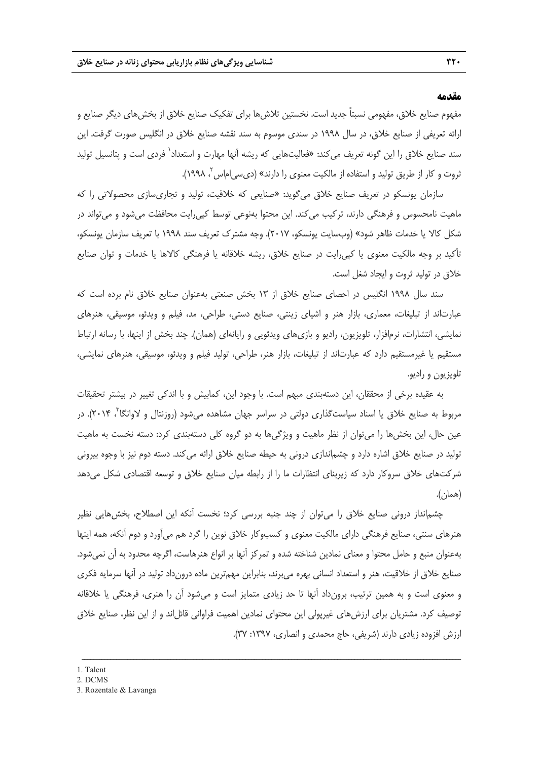## مقدمه

مفهوم صنایع خلاق، مفهومی نسبتاً جدید است. نخستین تلاش‌ها برای تفکیک صنایع خلاق از بخش‌های دیگر صنایع و ارائه تعریفی از صنایع خلاق، در سال ۱۹۹۸ در سندی موسوم به سند نقشه صنایع خلاق در انگلیس صورت گرفت. این سند صنایع خلاق را این گونه تعریف می‌کند: «فعالیت‌هایی که ریشه آنها مهارت و استعداد[1] فردی است و پتانسیل تولید ثروت و کار از طریق تولید و استفاده از مالکیت معنوی را دارند» (دی‌سی‌ام‌اس[2]، ۱۹۹۸).

سازمان یونسکو در تعریف صنایع خلاق می‌گوید: «صنایعی که خلاقیت، تولید و تجاری‌سازی محصولاتی را که ماهیت نامحسوس و فرهنگی دارند، ترکیب می‌کند. این محتوا به‌نوعی توسط کپی‌رایت محافظت می‌شود و می‌تواند در شکل کالا یا خدمات ظاهر شود» (وب‌سایت یونسکو، ۲۰۱۷). وجه مشترک تعریف سند ۱۹۹۸ با تعریف سازمان یونسکو، تأکید بر وجه مالکیت معنوی یا کپی‌رایت در صنایع خلاق، ریشه خلاقانه یا فرهنگی کالاها یا خدمات و توان صنایع خلاق در تولید ثروت و ایجاد شغل است.

سند سال ۱۹۹۸ انگلیس در احصای صنایع خلاق از ۱۳ بخش صنعتی به‌عنوان صنایع خلاق نام برده است که عبارت‌اند از تبلیغات، معماری، بازار هنر و اشیای زینتی، صنایع دستی، طراحی، مد، فیلم و ویدئو، موسیقی، هنرهای نمایشی، انتشارات، نرم‌افزار، تلویزیون، رادیو و بازی‌های ویدئویی و رایانه‌ای (همان). چند بخش از اینها، با رسانه ارتباط مستقیم یا غیرمستقیم دارد که عبارت‌اند از تبلیغات، بازار هنر، طراحی، تولید فیلم و ویدئو، موسیقی، هنرهای نمایشی، تلویزیون و رادیو.

به عقیده برخی از محققان، این دسته‌بندی مبهم است. با وجود این، کمابیش و با اندکی تغییر در بیشتر تحقیقات مربوط به صنایع خلاق یا اسناد سیاست‌گذاری دولتی در سراسر جهان مشاهده می‌شود (روزنتال و لاوانگا[3]، ۲۰۱۴). در عین حال، این بخش‌ها را می‌توان از نظر ماهیت و ویژگی‌ها به دو گروه کلی دسته‌بندی کرد: دسته نخست به ماهیت تولید در صنایع خلاق اشاره دارد و چشم‌اندازی درونی به حیطه صنایع خلاق ارائه می‌کند. دسته دوم نیز با وجوه بیرونی شرکت‌های خلاق سروکار دارد که زیربنای انتظارات ما را از رابطه میان صنایع خلاق و توسعه اقتصادی شکل می‌دهد (همان).

چشم‌انداز درونی صنایع خلاق را می‌توان از چند جنبه بررسی کرد؛ نخست آنکه این اصطلاح، بخش‌هایی نظیر هنرهای سنتی، صنایع فرهنگی دارای مالکیت معنوی و کسب‌وکار خلاق نوین را گرد هم می‌آورد و دوم آنکه، همه اینها به‌عنوان منبع و حامل محتوا و معنای نمادین شناخته شده و تمرکز آنها بر انواع هنرهاست، اگرچه محدود به آن نمی‌شود. صنایع خلاق از خلاقیت، هنر و استعداد انسانی بهره می‌برند، بنابراین مهم‌ترین ماده درون‌داد تولید در آنها سرمایه فکری و معنوی است و به همین ترتیب، برون‌داد آنها تا حد زیادی متمایز است و می‌شود آن را هنری، فرهنگی یا خلاقانه توصیف کرد. مشتریان برای ارزش‌های غیرپولی این محتوای نمادین اهمیت فراوانی قائل‌اند و از این نظر، صنایع خلاق ارزش افزوده زیادی دارند (شریفی، حاج محمدی و انصاری، ۱۳۹۷: ۳۷).

---

1. Talent
2. DCMS
3. Rozentale & Lavanga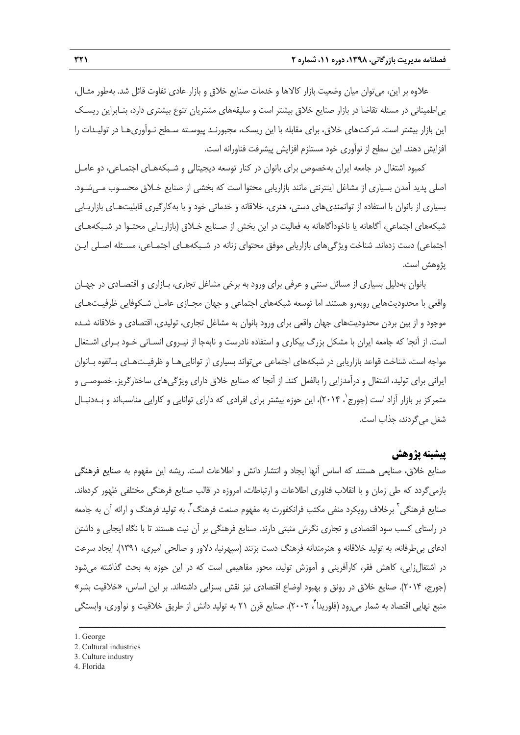علاوه بر این، می‌توان میان وضعیت بازار کالاها و خدمات صنایع خلاق و بازار عادی تفاوت قائل شد. به‌طور مثـال، بی‌اطمینانی در مسئله تقاضا در بازار صنایع خلاق بیشتر است و سلیقه‌های مشتریان تنوع بیشتری دارد، بنـابراین ریسـک این بازار بیشتر است. شرکت‌های خلاق، برای مقابله با این ریسک، مجبورنـد پیوسـته سـطح نـوآوری‌هـا در تولیـدات را افزایش دهند. این سطح از نوآوری خود مستلزم افزایش پیشرفت فناورانه است.

کمبود اشتغال در جامعه ایران به‌خصوص برای بانوان در کنار توسعه دیجیتالی و شـبکه‌هـای اجتمـاعی، دو عامـل اصلی پدید آمدن بسیاری از مشاغل اینترنتی مانند بازاریابی محتوا است که بخشی از صنایع خـلاق محسـوب مـی‌شـود. بسیاری از بانوان با استفاده از توانمندی‌های دستی، هنری، خلاقانه و خدماتی خود و با به‌کارگیری قابلیت‌هـای بازاریـابی شبکه‌های اجتماعی، آگاهانه یا ناخودآگاهانه به فعالیت در این بخش از صـنایع خـلاق (بازاریـابی محتـوا در شـبکه‌هـای اجتماعی) دست زده‌اند. شناخت ویژگی‌های بازاریابی موفق محتوای زنانه در شـبکه‌هـای اجتمـاعی، مسـئله اصـلی ایـن پژوهش است.

بانوان به‌دلیل بسیاری از مسائل سنتی و عرفی برای ورود به برخی مشاغل تجاری، بـازاری و اقتصـادی در جهـان واقعی با محدودیت‌هایی روبه‌رو هستند. اما توسعه شبکه‌های اجتماعی و جهان مجـازی عامـل شـکوفایی ظرفیـت‌هـای موجود و از بین بردن محدودیت‌های جهان واقعی برای ورود بانوان به مشاغل تجاری، تولیدی، اقتصادی و خلاقانه شـده است. از آنجا که جامعه ایران با مشکل بزرگ بیکاری و استفاده نادرست و نابه‌جا از نیـروی انسـانی خـود بـرای اشـتغال مواجه است، شناخت قواعد بازاریابی در شبکه‌های اجتماعی می‌تواند بسیاری از توانایی‌هـا و ظرفیـت‌هـای بـالقوه بـانوان ایرانی برای تولید، اشتغال و درآمدزایی را بالفعل کند. از آنجا که صنایع خلاق دارای ویژگی‌های ساختارگریز، خصوصـی و متمرکز بر بازار آزاد است (جورج[1]، ۲۰۱۴)، این حوزه بیشتر برای افرادی که دارای توانایی و کارایی مناسب‌اند و بـه‌دنبـال شغل می‌گردند، جذاب است.

## پیشینه پژوهش

صنایع خلاق، صنایعی هستند که اساس آنها ایجاد و انتشار دانش و اطلاعات است. ریشه این مفهوم به صنایع فرهنگی بازمی‌گردد که طی زمان و با انقلاب فناوری اطلاعات و ارتباطات، امروزه در قالب صنایع فرهنگی مختلفی ظهور کرده‌اند. صنایع فرهنگی[2] برخلاف رویکرد منفی مکتب فرانکفورت به مفهوم صنعت فرهنگ[3]، به تولید فرهنگ و ارائه آن به جامعه در راستای کسب سود اقتصادی و تجاری نگرش مثبتی دارند. صنایع فرهنگی بر آن نیت هستند تا با نگاه ایجابی و داشتن ادعای بی‌طرفانه، به تولید خلاقانه و هنرمندانه فرهنگ دست بزنند (سپهرنیا، دلاور و صالحی امیری، ۱۳۹۱). ایجاد سرعت در اشتغال‌زایی، کاهش فقر، کارآفرینی و آموزش تولید، محور مفاهیمی است که در این حوزه به بحث گذاشته می‌شود (جورج، ۲۰۱۴). صنایع خلاق در رونق و بهبود اوضاع اقتصادی نیز نقش بسزایی داشته‌اند. بر این اساس، «خلاقیت بشر» منبع نهایی اقتصاد به شمار می‌رود (فلوریدا[4]، ۲۰۰۲). صنایع قرن ۲۱ به تولید دانش از طریق خلاقیت و نوآوری، وابستگی

---

1. George
2. Cultural industries
3. Culture industry
4. Florida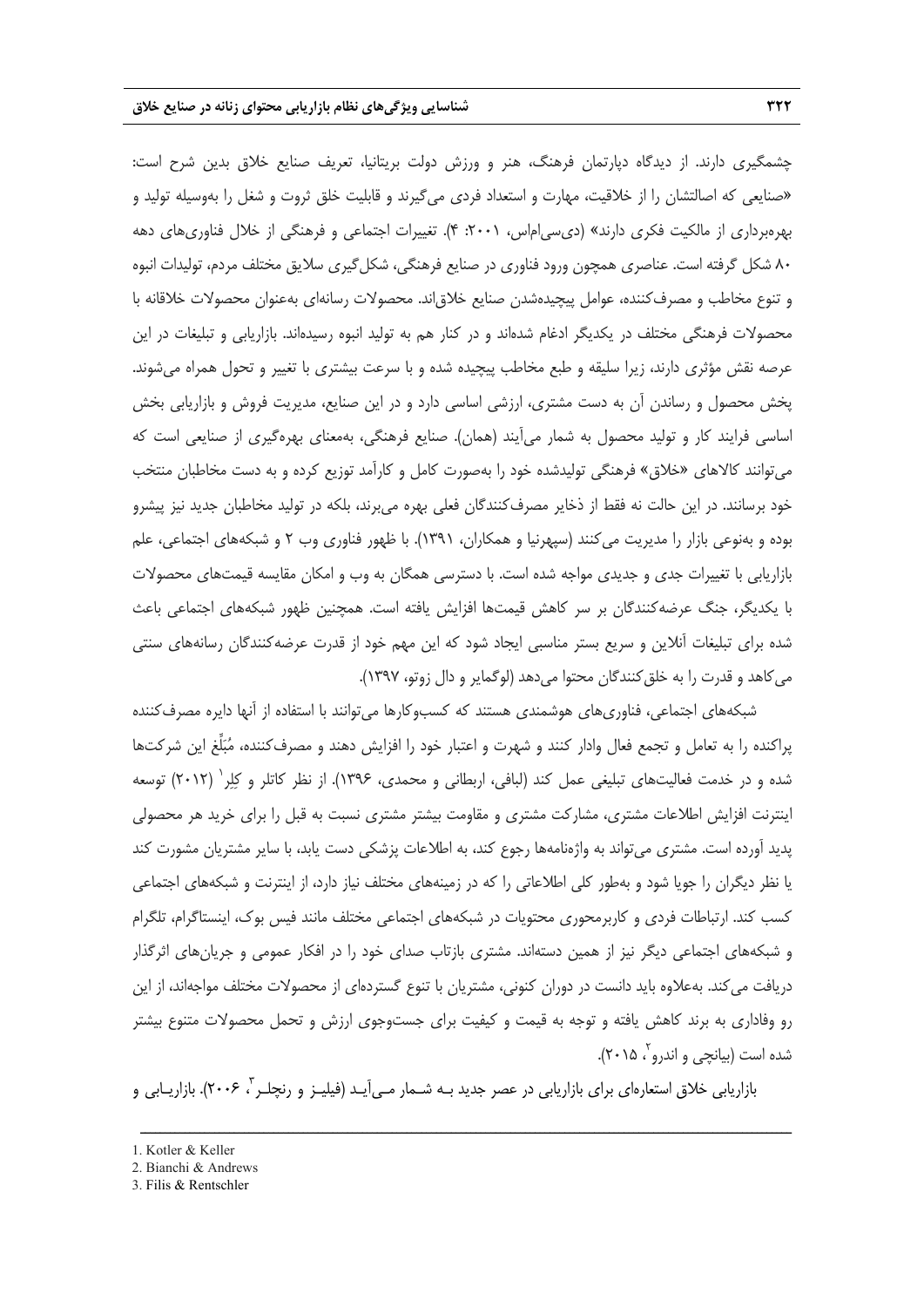چشمگیری دارند. از دیدگاه دپارتمان فرهنگ، هنر و ورزش دولت بریتانیا، تعریف صنایع خلاق بدین شرح است: «صنایعی که اصالتشان را از خلاقیت، مهارت و استعداد فردی می‌گیرند و قابلیت خلق ثروت و شغل را به‌وسیله تولید و بهره‌برداری از مالکیت فکری دارند» (دی‌سی‌ام‌اس، ۲۰۰۱: ۴). تغییرات اجتماعی و فرهنگی از خلال فناوری‌های دهه ۸۰ شکل گرفته است. عناصری همچون ورود فناوری در صنایع فرهنگی، شکل‌گیری سلایق مختلف مردم، تولیدات انبوه و تنوع مخاطب و مصرف‌کننده، عوامل پیچیده‌شدن صنایع خلاق‌اند. محصولات رسانه‌ای به‌عنوان محصولات خلاقانه با محصولات فرهنگی مختلف در یکدیگر ادغام شده‌اند و در کنار هم به تولید انبوه رسیده‌اند. بازاریابی و تبلیغات در این عرصه نقش مؤثری دارند، زیرا سلیقه و طبع مخاطب پیچیده شده و با سرعت بیشتری با تغییر و تحول همراه می‌شوند. پخش محصول و رساندن آن به دست مشتری، ارزشی اساسی دارد و در این صنایع، مدیریت فروش و بازاریابی بخش اساسی فرایند کار و تولید محصول به شمار می‌آیند (همان). صنایع فرهنگی، به‌معنای بهره‌گیری از صنایعی است که می‌توانند کالاهای «خلاق» فرهنگی تولیدشده خود را به‌صورت کامل و کارآمد توزیع کرده و به دست مخاطبان منتخب خود برسانند. در این حالت نه فقط از ذخایر مصرف‌کنندگان فعلی بهره می‌برند، بلکه در تولید مخاطبان جدید نیز پیشرو بوده و به‌نوعی بازار را مدیریت می‌کنند (سپهرنیا و همکاران، ۱۳۹۱). با ظهور فناوری وب ۲ و شبکه‌های اجتماعی، علم بازاریابی با تغییرات جدی و جدیدی مواجه شده است. با دسترسی همگان به وب و امکان مقایسه قیمت‌های محصولات با یکدیگر، جنگ عرضه‌کنندگان بر سر کاهش قیمت‌ها افزایش یافته است. همچنین ظهور شبکه‌های اجتماعی باعث شده برای تبلیغات آنلاین و سریع بستر مناسبی ایجاد شود که این مهم خود از قدرت عرضه‌کنندگان رسانه‌های سنتی می‌کاهد و قدرت را به خلق‌کنندگان محتوا می‌دهد (لوگمایر و دال زوتو، ۱۳۹۷).

شبکه‌های اجتماعی، فناوری‌های هوشمندی هستند که کسب‌وکارها می‌توانند با استفاده از آنها دایره مصرف‌کننده پراکنده را به تعامل و تجمع فعال وادار کنند و شهرت و اعتبار خود را افزایش دهند و مصرف‌کننده، مُبَلِّغ این شرکت‌ها شده و در خدمت فعالیت‌های تبلیغی عمل کند (لبافی، اربطانی و محمدی، ۱۳۹۶). از نظر کاتلر و کِلِر[1] (۲۰۱۲) توسعه اینترنت افزایش اطلاعات مشتری، مشارکت مشتری و مقاومت بیشتر مشتری نسبت به قبل را برای خرید هر محصولی پدید آورده است. مشتری می‌تواند به واژه‌نامه‌ها رجوع کند، به اطلاعات پزشکی دست یابد، با سایر مشتریان مشورت کند یا نظر دیگران را جویا شود و به‌طور کلی اطلاعاتی را که در زمینه‌های مختلف نیاز دارد، از اینترنت و شبکه‌های اجتماعی کسب کند. ارتباطات فردی و کاربرمحوری محتویات در شبکه‌های اجتماعی مختلف مانند فیس بوک، اینستاگرام، تلگرام و شبکه‌های اجتماعی دیگر نیز از همین دسته‌اند. مشتری بازتاب صدای خود را در افکار عمومی و جریان‌های اثرگذار دریافت می‌کند. به‌علاوه باید دانست در دوران کنونی، مشتریان با تنوع گسترده‌ای از محصولات مختلف مواجه‌اند، از این رو وفاداری به برند کاهش یافته و توجه به قیمت و کیفیت برای جست‌وجوی ارزش و تحمل محصولات متنوع بیشتر شده است (بیانچی و اندرو[2]، ۲۰۱۵).

بازاریابی خلاق استعاره‌ای برای بازاریابی در عصر جدید بـه شـمار مـی‌آیـد (فیلیـز و رنچلـر[3]، ۲۰۰۶). بازاریـابی و

---

1. Kotler & Keller
2. Bianchi & Andrews
3. Filis & Rentschler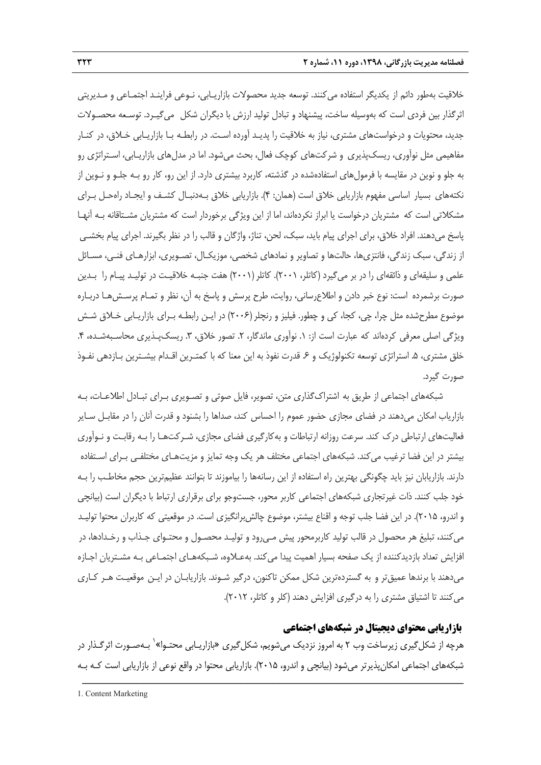خلاقیت به‌طور دائم از یکدیگر استفاده می‌کنند. توسعه جدید محصولات بازاریابی، نوعی فرایند اجتماعی و مدیریتی اثرگذار بین فردی است که به‌وسیله ساخت، پیشنهاد و تبادل تولید ارزش با دیگران شکل می‌گیرد. توسعه محصولات جدید، محتویات و درخواست‌های مشتری، نیاز به خلاقیت را پدید آورده است. در رابطه با بازاریابی خلاق، در کنار مفاهیمی مثل نوآوری، ریسک‌پذیری و شرکت‌های کوچک فعال، بحث می‌شود. اما در مدل‌های بازاریابی، استراتژی رو به جلو و نوین در مقایسه با فرمول‌های استفاده‌شده در گذشته، کاربرد بیشتری دارد. از این رو، کار رو به جلو و نوین از نکته‌های بسیار اساسی مفهوم بازاریابی خلاق است (همان: ۴). بازاریابی خلاق به‌دنبال کشف و ایجاد راه‌حل برای مشکلاتی است که مشتریان درخواست یا ابراز نکرده‌اند، اما از این ویژگی برخوردار است که مشتریان مشتاقانه به آنها پاسخ می‌دهند. افراد خلاق، برای اجرای پیام باید، سبک، لحن، تناژ، واژگان و قالب را در نظر بگیرند. اجرای پیام بخشی از زندگی، سبک زندگی، فانتزی‌ها، حالت‌ها و تصاویر و نمادهای شخصی، موزیکال، تصویری، ابزارهای فنی، مسائل علمی و سلیقه‌ای و ذائقه‌ای را در بر می‌گیرد (کاتلر، ۲۰۰۱). کاتلر (۲۰۰۱) هفت جنبه خلاقیت در تولید پیام را بدین صورت برشمرده است: نوع خبر دادن و اطلاع‌رسانی، روایت، طرح پرسش و پاسخ به آن، نظر و تمام پرسش‌ها درباره موضوع مطرح‌شده مثل چرا، چی، کجا، کی و چطور. فیلیز و رنچلر (۲۰۰۶) در این رابطه برای بازاریابی خلاق شش ویژگی اصلی معرفی کرده‌اند که عبارت است از: ۱. نوآوری ماندگار، ۲. تصور خلاق، ۳. ریسک‌پذیری محاسبه‌شده، ۴. خلق مشتری، ۵. استراتژی توسعه تکنولوژیک و ۶. قدرت نفوذ به این معنا که با کمترین اقدام بیشترین بازدهی نفوذ صورت گیرد.

شبکه‌های اجتماعی از طریق به اشتراک‌گذاری متن، تصویر، فایل صوتی و تصویری برای تبادل اطلاعات، به بازاریاب امکان می‌دهند در فضای مجازی حضور عموم را احساس کند، صداها را بشنود و قدرت آنان را در مقابل سایر فعالیت‌های ارتباطی درک کند. سرعت روزانه ارتباطات و به‌کارگیری فضای مجازی، شرکت‌ها را به رقابت و نوآوری بیشتر در این فضا ترغیب می‌کند. شبکه‌های اجتماعی مختلف هر یک وجه تمایز و مزیت‌های مختلفی برای استفاده دارند. بازاریابان نیز باید چگونگی بهترین راه استفاده از این رسانه‌ها را بیاموزند تا بتوانند عظیم‌ترین حجم مخاطب را به خود جلب کنند. ذات غیرتجاری شبکه‌های اجتماعی کاربر محور، جست‌وجو برای برقراری ارتباط با دیگران است (بیانچی و اندرو، ۲۰۱۵). در این فضا جلب توجه و اقناع بیشتر، موضوع چالش‌برانگیزی است. در موقعیتی که کاربران محتوا تولید می‌کنند، تبلیغ هر محصول در قالب تولید کاربرمحور پیش می‌رود و تولید محصول و محتوای جذاب و رخدادها، در افزایش تعداد بازدیدکننده از یک صفحه بسیار اهمیت پیدا می‌کند. به‌علاوه، شبکه‌های اجتماعی به مشتریان اجازه می‌دهند با برندها عمیق‌تر و به گسترده‌ترین شکل ممکن تاکنون، درگیر شوند. بازاریابان در این موقعیت هر کاری می‌کنند تا اشتیاق مشتری را به درگیری افزایش دهند (کلر و کاتلر، ۲۰۱۲).

## بازاریابی محتوای دیجیتال در شبکه‌های اجتماعی

هرچه از شکل‌گیری زیرساخت وب ۲ به امروز نزدیک می‌شویم، شکل‌گیری «بازاریابی محتوا»[1] به‌صورت اثرگذار در شبکه‌های اجتماعی امکان‌پذیرتر می‌شود (بیانچی و اندرو، ۲۰۱۵). بازاریابی محتوا در واقع نوعی از بازاریابی است که به

---

1. Content Marketing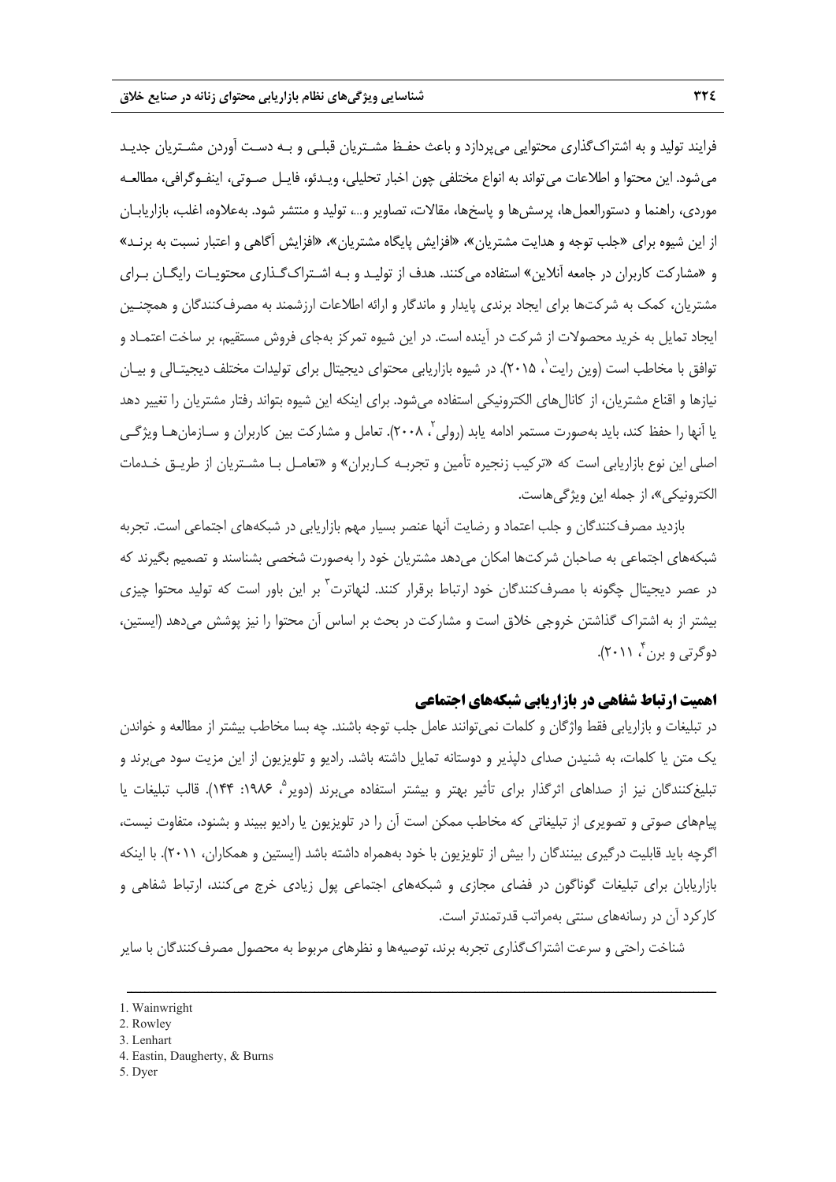فرایند تولید و به اشتراک‌گذاری محتوایی می‌پردازد و باعث حفظ مشتریان قبلی و به دست آوردن مشتریان جدید می‌شود. این محتوا و اطلاعات می‌تواند به انواع مختلفی چون اخبار تحلیلی، ویدئو، فایل صوتی، اینفوگرافی، مطالعه موردی، راهنما و دستورالعمل‌ها، پرسش‌ها و پاسخ‌ها، مقالات، تصاویر و...، تولید و منتشر شود. به‌علاوه، اغلب، بازاریابان از این شیوه برای «جلب توجه و هدایت مشتریان»، «افزایش پایگاه مشتریان»، «افزایش آگاهی و اعتبار نسبت به برند» و «مشارکت کاربران در جامعه آنلاین» استفاده می‌کنند. هدف از تولید و به اشتراک‌گذاری محتویات رایگان برای مشتریان، کمک به شرکت‌ها برای ایجاد برندی پایدار و ماندگار و ارائه اطلاعات ارزشمند به مصرف‌کنندگان و همچنین ایجاد تمایل به خرید محصولات از شرکت در آینده است. در این شیوه تمرکز به‌جای فروش مستقیم، بر ساخت اعتماد و توافق با مخاطب است (وین رایت[1]، ۲۰۱۵). در شیوه بازاریابی محتوای دیجیتال برای تولیدات مختلف دیجیتالی و بیان نیازها و اقناع مشتریان، از کانال‌های الکترونیکی استفاده می‌شود. برای اینکه این شیوه بتواند رفتار مشتریان را تغییر دهد یا آنها را حفظ کند، باید به‌صورت مستمر ادامه یابد (رولی[2]، ۲۰۰۸). تعامل و مشارکت بین کاربران و سازمان‌ها ویژگی اصلی این نوع بازاریابی است که «ترکیب زنجیره تأمین و تجربه کاربران» و «تعامل با مشتریان از طریق خدمات الکترونیکی»، از جمله این ویژگی‌هاست.

بازدید مصرف‌کنندگان و جلب اعتماد و رضایت آنها عنصر بسیار مهم بازاریابی در شبکه‌های اجتماعی است. تجربه شبکه‌های اجتماعی به صاحبان شرکت‌ها امکان می‌دهد مشتریان خود را به‌صورت شخصی بشناسند و تصمیم بگیرند که در عصر دیجیتال چگونه با مصرف‌کنندگان خود ارتباط برقرار کنند. لنهارت[3] بر این باور است که تولید محتوا چیزی بیشتر از به اشتراک گذاشتن خروجی خلاق است و مشارکت در بحث بر اساس آن محتوا را نیز پوشش می‌دهد (ایستین، دوگرتی و برن[4]، ۲۰۱۱).

### اهمیت ارتباط شفاهی در بازاریابی شبکه‌های اجتماعی

در تبلیغات و بازاریابی فقط واژگان و کلمات نمی‌توانند عامل جلب توجه باشند. چه بسا مخاطب بیشتر از مطالعه و خواندن یک متن یا کلمات، به شنیدن صدای دلپذیر و دوستانه تمایل داشته باشد. رادیو و تلویزیون از این مزیت سود می‌برند و تبلیغ‌کنندگان نیز از صداهای اثرگذار برای تأثیر بهتر و بیشتر استفاده می‌برند (دویر[5]، ۱۹۸۶: ۱۴۴). قالب تبلیغات یا پیام‌های صوتی و تصویری از تبلیغاتی که مخاطب ممکن است آن را در تلویزیون یا رادیو ببیند و بشنود، متفاوت نیست، اگرچه باید قابلیت درگیری بینندگان را بیش از تلویزیون با خود به‌همراه داشته باشد (ایستین و همکاران، ۲۰۱۱). با اینکه بازاریابان برای تبلیغات گوناگون در فضای مجازی و شبکه‌های اجتماعی پول زیادی خرج می‌کنند، ارتباط شفاهی و کارکرد آن در رسانه‌های سنتی به‌مراتب قدرتمندتر است.

شناخت راحتی و سرعت اشتراک‌گذاری تجربه برند، توصیه‌ها و نظرهای مربوط به محصول مصرف‌کنندگان با سایر

---

1. Wainwright
2. Rowley
3. Lenhart
4. Eastin, Daugherty, & Burns
5. Dyer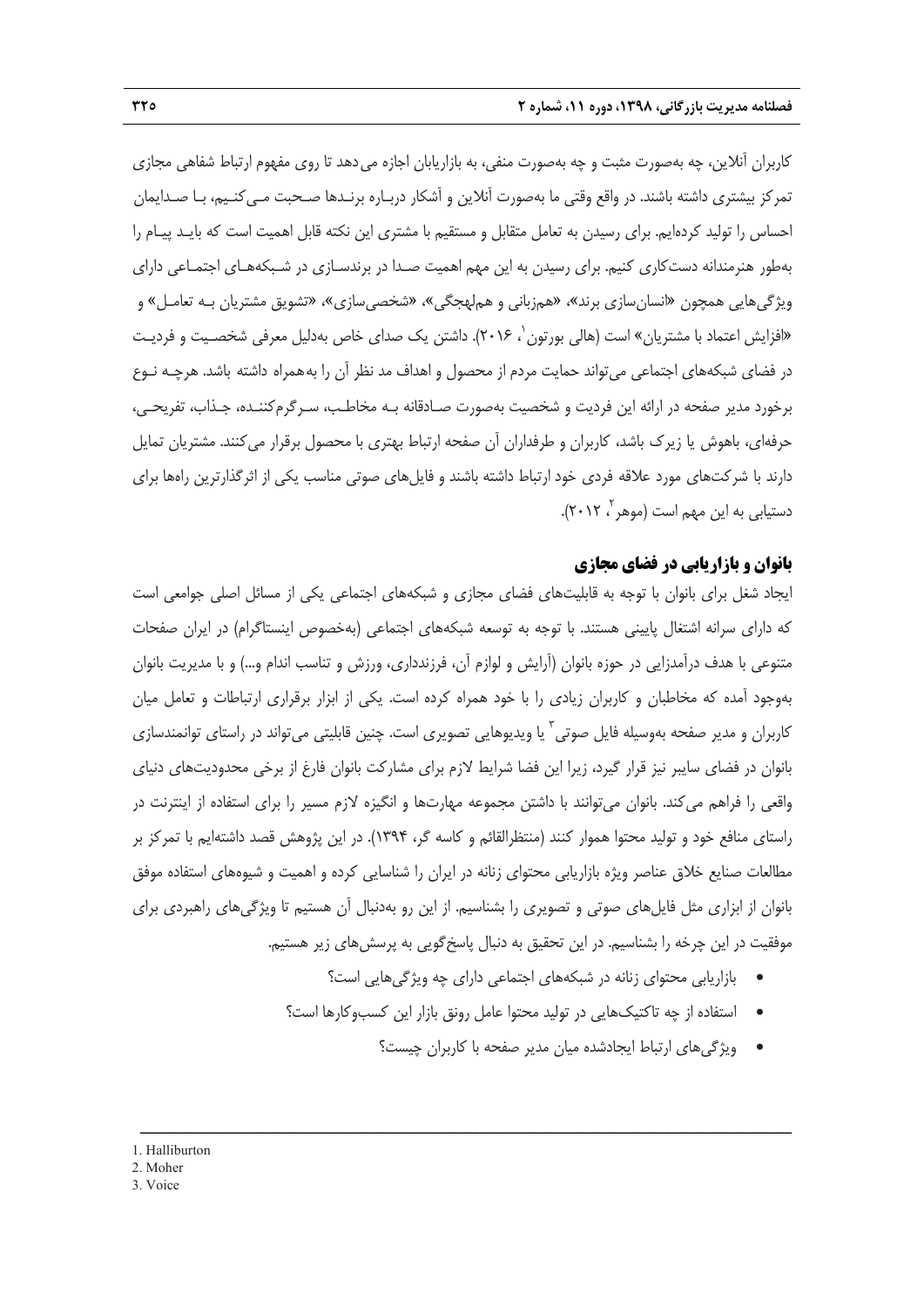کاربران آنلاین، چه به‌صورت مثبت و چه به‌صورت منفی، به بازاریابان اجازه می‌دهد تا روی مفهوم ارتباط شفاهی مجازی تمرکز بیشتری داشته باشند. در واقع وقتی ما به‌صورت آنلاین و آشکار دربـاره برنـدها صـحبت مـی‌کنـیم، بـا صـدایمان احساس را تولید کرده‌ایم. برای رسیدن به تعامل متقابل و مستقیم با مشتری این نکته قابل اهمیت است که بایـد پیـام را به‌طور هنرمندانه دست‌کاری کنیم. برای رسیدن به این مهم اهمیت صـدا در برندسـازی در شـبکه‌هـای اجتمـاعی دارای ویژگی‌هایی همچون «انسان‌سازی برند»، «هم‌زبانی و هم‌لهجگی»، «شخصی‌سازی»، «تشویق مشتریان بـه تعامـل» و «افزایش اعتماد با مشتریان» است (هالی بورتون[1]، ۲۰۱۶). داشتن یک صدای خاص به‌دلیل معرفی شخصـیت و فردیـت در فضای شبکه‌های اجتماعی می‌تواند حمایت مردم از محصول و اهداف مد نظر آن را به‌همراه داشته باشد. هرچـه نـوع برخورد مدیر صفحه در ارائه این فردیت و شخصیت به‌صورت صـادقانه بـه مخاطـب، سـرگرم‌کننـده، جـذاب، تفریحـی، حرفه‌ای، باهوش یا زیرک باشد، کاربران و طرفداران آن صفحه ارتباط بهتری با محصول برقرار می‌کنند. مشتریان تمایل دارند با شرکت‌های مورد علاقه فردی خود ارتباط داشته باشند و فایل‌های صوتی مناسب یکی از اثرگذارترین راه‌ها برای دستیابی به این مهم است (موهر[2]، ۲۰۱۲).

## بانوان و بازاریابی در فضای مجازی

ایجاد شغل برای بانوان با توجه به قابلیت‌های فضای مجازی و شبکه‌های اجتماعی یکی از مسائل اصلی جوامعی است که دارای سرانه اشتغال پایینی هستند. با توجه به توسعه شبکه‌های اجتماعی (به‌خصوص اینستاگرام) در ایران صفحات متنوعی با هدف درآمدزایی در حوزه بانوان (آرایش و لوازم آن، فرزندداری، ورزش و تناسب اندام و...) و با مدیریت بانوان به‌وجود آمده که مخاطبان و کاربران زیادی را با خود همراه کرده است. یکی از ابزار برقراری ارتباطات و تعامل میان کاربران و مدیر صفحه به‌وسیله فایل صوتی[3] یا ویدیوهایی تصویری است. چنین قابلیتی می‌تواند در راستای توانمندسازی بانوان در فضای سایبر نیز قرار گیرد، زیرا این فضا شرایط لازم برای مشارکت بانوان فارغ از برخی محدودیت‌های دنیای واقعی را فراهم می‌کند. بانوان می‌توانند با داشتن مجموعه مهارت‌ها و انگیزه لازم مسیر را برای استفاده از اینترنت در راستای منافع خود و تولید محتوا هموار کنند (منتظرالقائم و کاسه گر، ۱۳۹۴). در این پژوهش قصد داشته‌ایم با تمرکز بر مطالعات صنایع خلاق عناصر ویژه بازاریابی محتوای زنانه در ایران را شناسایی کرده و اهمیت و شیوه‌های استفاده موفق بانوان از ابزاری مثل فایل‌های صوتی و تصویری را بشناسیم. از این رو به‌دنبال آن هستیم تا ویژگی‌های راهبردی برای موفقیت در این چرخه را بشناسیم. در این تحقیق به دنبال پاسخ‌گویی به پرسش‌های زیر هستیم.

- بازاریابی محتوای زنانه در شبکه‌های اجتماعی دارای چه ویژگی‌هایی است؟
- استفاده از چه تاکتیک‌هایی در تولید محتوا عامل رونق بازار این کسب‌وکارها است؟
- ویژگی‌های ارتباط ایجادشده میان مدیر صفحه با کاربران چیست؟

---

1. Halliburton
2. Moher
3. Voice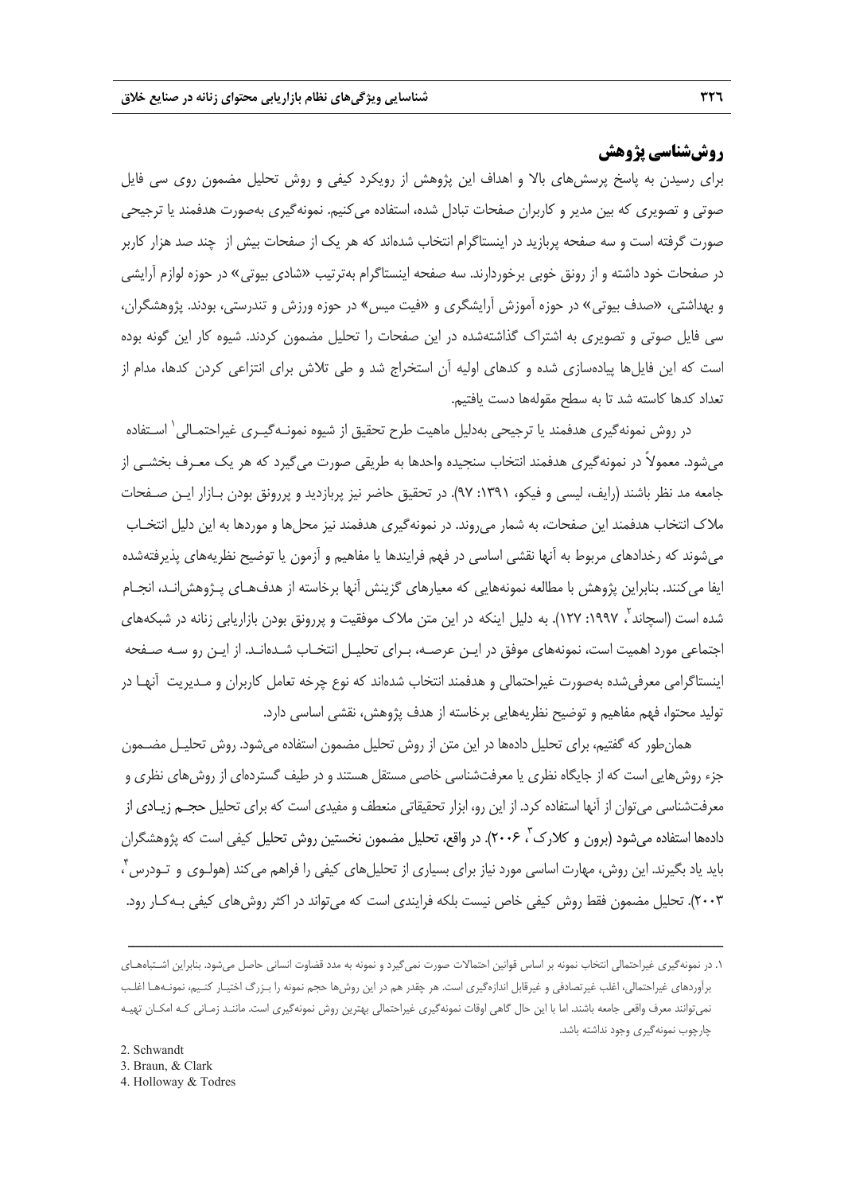## روش‌شناسی پژوهش

برای رسیدن به پاسخ پرسش‌های بالا و اهداف این پژوهش از رویکرد کیفی و روش تحلیل مضمون روی سی فایل صوتی و تصویری که بین مدیر و کاربران صفحات تبادل شده، استفاده می‌کنیم. نمونه‌گیری به‌صورت هدفمند یا ترجیحی صورت گرفته است و سه صفحه پربازید در اینستاگرام انتخاب شده‌اند که هر یک از صفحات بیش از چند صد هزار کاربر در صفحات خود داشته و از رونق خوبی برخوردارند. سه صفحه اینستاگرام به‌ترتیب «شادی بیوتی» در حوزه لوازم آرایشی و بهداشتی، «صدف بیوتی» در حوزه آموزش آرایشگری و «فیت میس» در حوزه ورزش و تندرستی، بودند. پژوهشگران، سی فایل صوتی و تصویری به اشتراک گذاشته‌شده در این صفحات را تحلیل مضمون کردند. شیوه کار این گونه بوده است که این فایل‌ها پیاده‌سازی شده و کدهای اولیه آن استخراج شد و طی تلاش برای انتزاعی کردن کدها، مدام از تعداد کدها کاسته شد تا به سطح مقوله‌ها دست یافتیم.

در روش نمونه‌گیری هدفمند یا ترجیحی به‌دلیل ماهیت طرح تحقیق از شیوه نمونه‌گیری غیراحتمالی[1] استفاده می‌شود. معمولاً در نمونه‌گیری هدفمند انتخاب سنجیده واحدها به طریقی صورت می‌گیرد که هر یک معرف بخشی از جامعه مد نظر باشند (رایف، لیسی و فیکو، ۱۳۹۱: ۹۷). در تحقیق حاضر نیز پربازدید و پررونق بودن بازار این صفحات ملاک انتخاب هدفمند این صفحات، به شمار می‌روند. در نمونه‌گیری هدفمند نیز محل‌ها و موردها به این دلیل انتخاب می‌شوند که رخدادهای مربوط به آنها نقشی اساسی در فهم فرایندها یا مفاهیم و آزمون یا توضیح نظریه‌های پذیرفته‌شده ایفا می‌کنند. بنابراین پژوهش با مطالعه نمونه‌هایی که معیارهای گزینش آنها برخاسته از هدف‌های پژوهش‌اند، انجام شده است (اسچاند[2]، ۱۹۹۷: ۱۲۷). به دلیل اینکه در این متن ملاک موفقیت و پررونق بودن بازاریابی زنانه در شبکه‌های اجتماعی مورد اهمیت است، نمونه‌های موفق در این عرصه، برای تحلیل انتخاب شده‌اند. از این رو سه صفحه اینستاگرامی معرفی‌شده به‌صورت غیراحتمالی و هدفمند انتخاب شده‌اند که نوع چرخه تعامل کاربران و مدیریت آنها در تولید محتوا، فهم مفاهیم و توضیح نظریه‌هایی برخاسته از هدف پژوهش، نقشی اساسی دارد.

همان‌طور که گفتیم، برای تحلیل داده‌ها در این متن از روش تحلیل مضمون استفاده می‌شود. روش تحلیل مضمون جزء روش‌هایی است که از جایگاه نظری یا معرفت‌شناسی خاصی مستقل هستند و در طیف گسترده‌ای از روش‌های نظری و معرفت‌شناسی می‌توان از آنها استفاده کرد. از این رو، ابزار تحقیقاتی منعطف و مفیدی است که برای تحلیل حجم زیادی از داده‌ها استفاده می‌شود (برون و کلارک[3]، ۲۰۰۶). در واقع، تحلیل مضمون نخستین روش تحلیل کیفی است که پژوهشگران باید یاد بگیرند. این روش، مهارت اساسی مورد نیاز برای بسیاری از تحلیل‌های کیفی را فراهم می‌کند (هولوی و تودرس[4]، ۲۰۰۳). تحلیل مضمون فقط روش کیفی خاص نیست بلکه فرایندی است که می‌تواند در اکثر روش‌های کیفی به‌کار رود.

---

۱. در نمونه‌گیری غیراحتمالی انتخاب نمونه بر اساس قوانین احتمالات صورت نمی‌گیرد و نمونه به مدد قضاوت انسانی حاصل می‌شود. بنابراین اشتباه‌های برآوردهای غیراحتمالی، اغلب غیرتصادفی و غیرقابل اندازه‌گیری است. هر چقدر هم در این روش‌ها حجم نمونه را بزرگ اختیار کنیم، نمونه‌ها اغلب نمی‌توانند معرف واقعی جامعه باشند. اما با این حال گاهی اوقات نمونه‌گیری غیراحتمالی بهترین روش نمونه‌گیری است. مانند زمانی که امکان تهیه چارچوب نمونه‌گیری وجود نداشته باشد.

2. Schwandt
3. Braun, & Clark
4. Holloway & Todres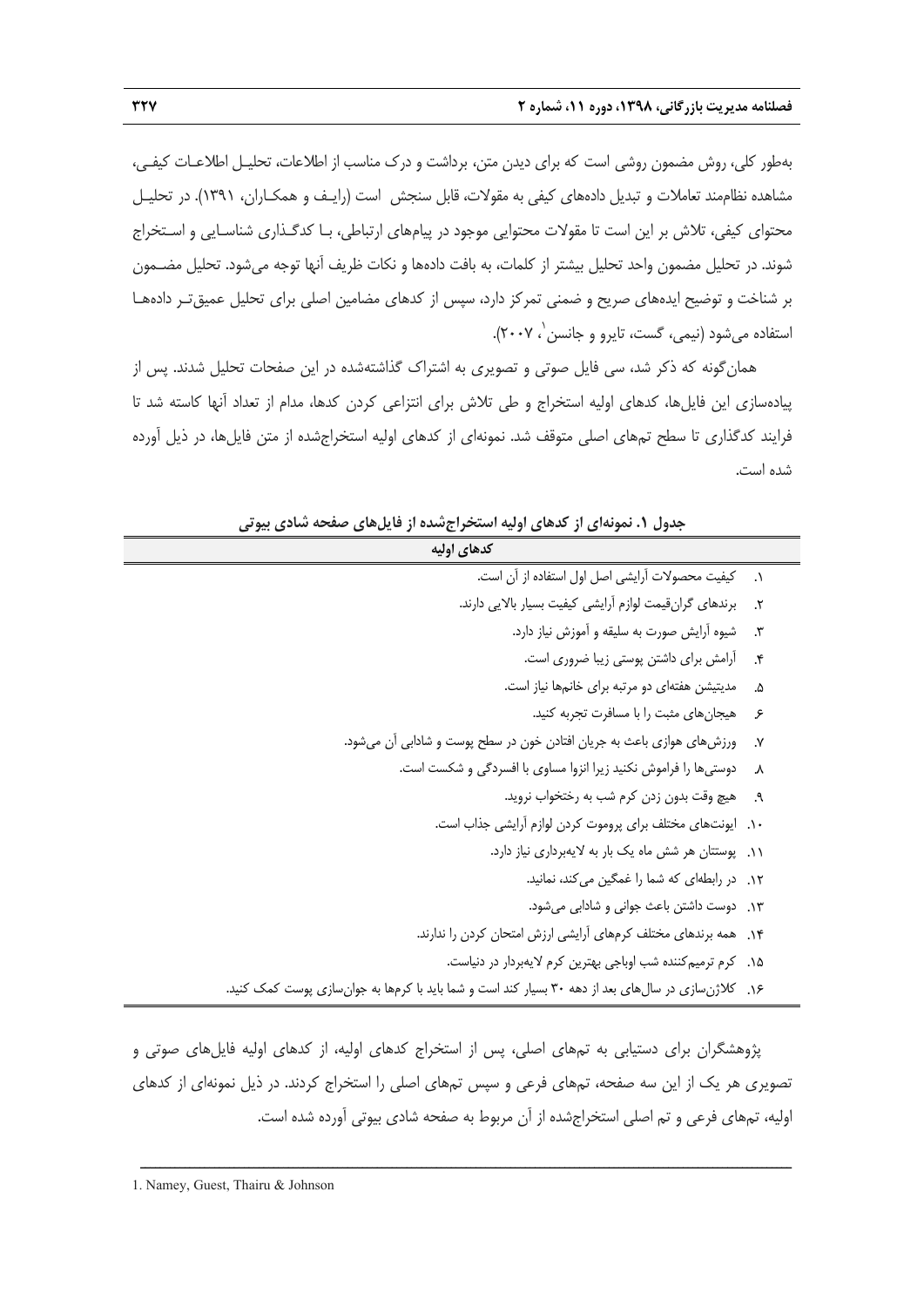به‌طور کلی، روش مضمون روشی است که برای دیدن متن، برداشت و درک مناسب از اطلاعات، تحلیـل اطلاعـات کیفـی، مشاهده نظام‌مند تعاملات و تبدیل داده‌های کیفی به مقولات، قابل سنجش است (رایـف و همکـاران، ۱۳۹۱). در تحلیـل محتوای کیفی، تلاش بر این است تا مقولات محتوایی موجود در پیام‌های ارتباطی، بـا کدگـذاری شناسـایی و اسـتخراج شوند. در تحلیل مضمون واحد تحلیل بیشتر از کلمات، به بافت داده‌ها و نکات ظریف آنها توجه می‌شود. تحلیل مضـمون بر شناخت و توضیح ایده‌های صریح و ضمنی تمرکز دارد، سپس از کدهای مضامین اصلی برای تحلیل عمیق‌تـر داده‌هـا استفاده می‌شود (نیمی، گست، تایرو و جانسون[1]، ۲۰۰۷).

همان‌گونه که ذکر شد، سی فایل صوتی و تصویری به اشتراک گذاشته‌شده در این صفحات تحلیل شدند. پس از پیاده‌سازی این فایل‌ها، کدهای اولیه استخراج و طی تلاش برای انتزاعی کردن کدها، مدام از تعداد آنها کاسته شد تا فرایند کدگذاری تا سطح تم‌های اصلی متوقف شد. نمونه‌ای از کدهای اولیه استخراج‌شده از متن فایل‌ها، در ذیل آورده شده است.

**جدول ۱. نمونه‌ای از کدهای اولیه استخراج‌شده از فایل‌های صفحه شادی بیوتی**

| کدهای اولیه |
|---|
| ۱. کیفیت محصولات آرایشی اصل اول استفاده از آن است. |
| ۲. برندهای گران‌قیمت لوازم آرایشی کیفیت بسیار بالایی دارند. |
| ۳. شیوه آرایش صورت به سلیقه و آموزش نیاز دارد. |
| ۴. آرامش برای داشتن پوستی زیبا ضروری است. |
| ۵. مدیتیشن هفته‌ای دو مرتبه برای خانم‌ها نیاز است. |
| ۶. هیجان‌های مثبت را با مسافرت تجربه کنید. |
| ۷. ورزش‌های هوازی باعث به جریان افتادن خون در سطح پوست و شادابی آن می‌شود. |
| ۸. دوستی‌ها را فراموش نکنید زیرا انزوا مساوی با افسردگی و شکست است. |
| ۹. هیچ وقت بدون زدن کرم شب به رختخواب نروید. |
| ۱۰. ایونت‌های مختلف برای پروموت کردن لوازم آرایشی جذاب است. |
| ۱۱. پوستتان هر شش ماه یک بار به لایه‌برداری نیاز دارد. |
| ۱۲. در رابطه‌ای که شما را غمگین می‌کند، نمانید. |
| ۱۳. دوست داشتن باعث جوانی و شادابی می‌شود. |
| ۱۴. همه برندهای مختلف کرم‌های آرایشی ارزش امتحان کردن را ندارند. |
| ۱۵. کرم ترمیم‌کننده شب اوباجی بهترین کرم لایه‌بردار در دنیاست. |
| ۱۶. کلاژن‌سازی در سال‌های بعد از دهه ۳۰ بسیار کند است و شما باید با کرم‌ها به جوان‌سازی پوست کمک کنید. |

پژوهشگران برای دستیابی به تم‌های اصلی، پس از استخراج کدهای اولیه، از کدهای اولیه فایل‌های صوتی و تصویری هر یک از این سه صفحه، تم‌های فرعی و سپس تم‌های اصلی را استخراج کردند. در ذیل نمونه‌ای از کدهای اولیه، تم‌های فرعی و تم اصلی استخراج‌شده از آن مربوط به صفحه شادی بیوتی آورده شده است.

---

1. Namey, Guest, Thairu & Johnson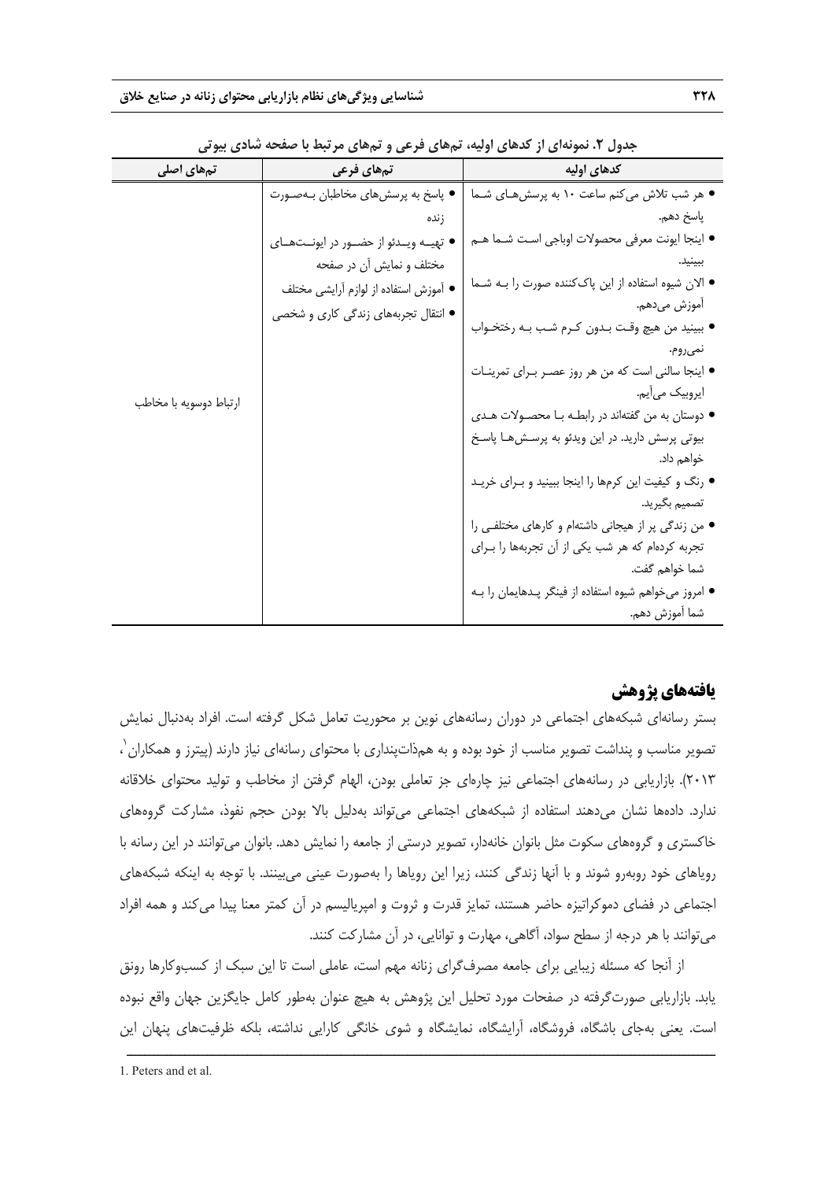جدول ۲. نمونه‌ای از کدهای اولیه، تم‌های فرعی و تم‌های مرتبط با صفحه شادی بیوتی

| کدهای اولیه | تم‌های فرعی | تم‌های اصلی |
|---|---|---|
| • هر شب تلاش می‌کنم ساعت ۱۰ به پرسش‌های شما پاسخ دهم.<br>• اینجا ایونت معرفی محصولات اوباجی است شما هم ببینید.<br>• الان شیوه استفاده از این پاک‌کننده صورت را به شما آموزش می‌دهم.<br>• ببینید من هیچ وقت بدون کرم شب به رختخواب نمی‌روم.<br>• اینجا سالنی است که من هر روز عصر برای تمرینات ایروبیک می‌آیم.<br>• دوستان به من گفته‌اند در رابطه با محصولات هدی بیوتی پرسش دارید. در این ویدئو به پرسش‌ها پاسخ خواهم داد.<br>• رنگ و کیفیت این کرم‌ها را اینجا ببینید و برای خرید تصمیم بگیرید.<br>• من زندگی پر از هیجانی داشته‌ام و کارهای مختلفی را تجربه کرده‌ام که هر شب یکی از آن تجربه‌ها را برای شما خواهم گفت.<br>• امروز می‌خواهم شیوه استفاده از فینگر پدهایمان را به شما آموزش دهم. | • پاسخ به پرسش‌های مخاطبان به‌صورت زنده<br>• تهیه ویدئو از حضور در ایونت‌های مختلف و نمایش آن در صفحه<br>• آموزش استفاده از لوازم آرایشی مختلف<br>• انتقال تجربه‌های زندگی کاری و شخصی | ارتباط دوسویه با مخاطب |

## یافته‌های پژوهش

بستر رسانه‌ای شبکه‌های اجتماعی در دوران رسانه‌های نوین بر محوریت تعامل شکل گرفته است. افراد به‌دنبال نمایش تصویر مناسب و پنداشت تصویر مناسب از خود بوده و به هم‌ذات‌پنداری با محتوای رسانه‌ای نیاز دارند (پیترز و همکاران[1]، ۲۰۱۳). بازاریابی در رسانه‌های اجتماعی نیز چاره‌ای جز تعاملی بودن، الهام گرفتن از مخاطب و تولید محتوای خلاقانه ندارد. داده‌ها نشان می‌دهند استفاده از شبکه‌های اجتماعی می‌تواند به‌دلیل بالا بودن حجم نفوذ، مشارکت گروه‌های خاکستری و گروه‌های سکوت مثل بانوان خانه‌دار، تصویر درستی از جامعه را نمایش دهد. بانوان می‌توانند در این رسانه با رویاهای خود روبه‌رو شوند و با آنها زندگی کنند، زیرا این رویاها را به‌صورت عینی می‌بینند. با توجه به اینکه شبکه‌های اجتماعی در فضای دموکراتیزه حاضر هستند، تمایز قدرت و ثروت و امپریالیسم در آن کمتر معنا پیدا می‌کند و همه افراد می‌توانند با هر درجه از سطح سواد، آگاهی، مهارت و توانایی، در آن مشارکت کنند.

از آنجا که مسئله زیبایی برای جامعه مصرف‌گرای زنانه مهم است، عاملی است تا این سبک از کسب‌وکارها رونق یابد. بازاریابی صورت‌گرفته در صفحات مورد تحلیل این پژوهش به هیچ عنوان به‌طور کامل جایگزین جهان واقع نبوده است. یعنی به‌جای باشگاه، فروشگاه، آرایشگاه، نمایشگاه و شوی خانگی کارایی نداشته، بلکه ظرفیت‌های پنهان این

1. Peters and et al.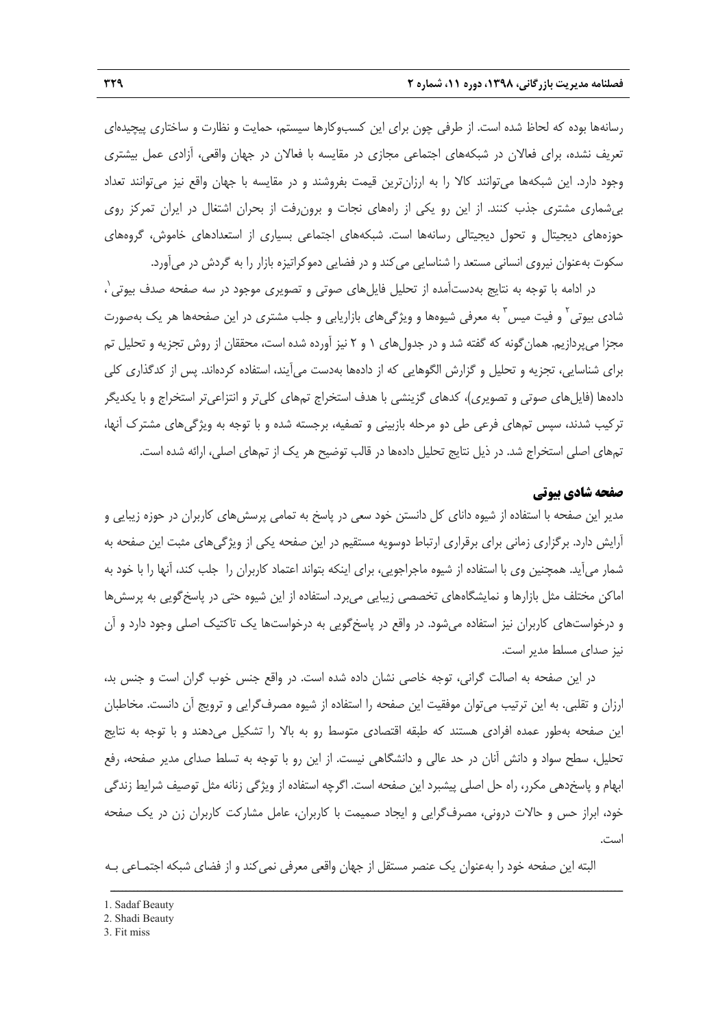رسانه‌ها بوده که لحاظ شده است. از طرفی چون برای این کسب‌وکارها سیستم، حمایت و نظارت و ساختاری پیچیده‌ای تعریف نشده، برای فعالان در شبکه‌های اجتماعی مجازی در مقایسه با فعالان در جهان واقعی، آزادی عمل بیشتری وجود دارد. این شبکه‌ها می‌توانند کالا را به ارزان‌ترین قیمت بفروشند و در مقایسه با جهان واقع نیز می‌توانند تعداد بی‌شماری مشتری جذب کنند. از این رو یکی از راه‌های نجات و برون‌رفت از بحران اشتغال در ایران تمرکز روی حوزه‌های دیجیتال و تحول دیجیتالی رسانه‌ها است. شبکه‌های اجتماعی بسیاری از استعدادهای خاموش، گروه‌های سکوت به‌عنوان نیروی انسانی مستعد را شناسایی می‌کند و در فضایی دموکراتیزه بازار را به گردش در می‌آورد.

در ادامه با توجه به نتایج به‌دست‌آمده از تحلیل فایل‌های صوتی و تصویری موجود در سه صفحه صدف بیوتی[1]، شادی بیوتی[2] و فیت میس[3] به معرفی شیوه‌ها و ویژگی‌های بازاریابی و جلب مشتری در این صفحه‌ها هر یک به‌صورت مجزا می‌پردازیم. همان‌گونه که گفته شد و در جدول‌های ۱ و ۲ نیز آورده شده است، محققان از روش تجزیه و تحلیل تم برای شناسایی، تجزیه و تحلیل و گزارش الگوهایی که از داده‌ها به‌دست می‌آیند، استفاده کرده‌اند. پس از کدگذاری کلی داده‌ها (فایل‌های صوتی و تصویری)، کدهای گزینشی با هدف استخراج تم‌های کلی‌تر و انتزاعی‌تر استخراج و با یکدیگر ترکیب شدند، سپس تم‌های فرعی طی دو مرحله بازبینی و تصفیه، برجسته شده و با توجه به ویژگی‌های مشترک آنها، تم‌های اصلی استخراج شد. در ذیل نتایج تحلیل داده‌ها در قالب توضیح هر یک از تم‌های اصلی، ارائه شده است.

### صفحه شادی بیوتی

مدیر این صفحه با استفاده از شیوه دانای کل دانستن خود سعی در پاسخ به تمامی پرسش‌های کاربران در حوزه زیبایی و آرایش دارد. برگزاری زمانی برای برقراری ارتباط دوسویه مستقیم در این صفحه یکی از ویژگی‌های مثبت این صفحه به شمار می‌آید. همچنین وی با استفاده از شیوه ماجراجویی، برای اینکه بتواند اعتماد کاربران را جلب کند، آنها را با خود به اماکن مختلف مثل بازارها و نمایشگاه‌های تخصصی زیبایی می‌برد. استفاده از این شیوه حتی در پاسخ‌گویی به پرسش‌ها و درخواست‌های کاربران نیز استفاده می‌شود. در واقع در پاسخ‌گویی به درخواست‌ها یک تاکتیک اصلی وجود دارد و آن نیز صدای مسلط مدیر است.

در این صفحه به اصالت گرانی، توجه خاصی نشان داده شده است. در واقع جنس خوب گران است و جنس بد، ارزان و تقلبی. به این ترتیب می‌توان موفقیت این صفحه را استفاده از شیوه مصرف‌گرایی و ترویج آن دانست. مخاطبان این صفحه به‌طور عمده افرادی هستند که طبقه اقتصادی متوسط رو به بالا را تشکیل می‌دهند و با توجه به نتایج تحلیل، سطح سواد و دانش آنان در حد عالی و دانشگاهی نیست. از این رو با توجه به تسلط صدای مدیر صفحه، رفع ابهام و پاسخ‌دهی مکرر، راه حل اصلی پیشبرد این صفحه است. اگرچه استفاده از ویژگی زنانه مثل توصیف شرایط زندگی خود، ابراز حس و حالات درونی، مصرف‌گرایی و ایجاد صمیمیت با کاربران، عامل مشارکت کاربران زن در یک صفحه است.

البته این صفحه خود را به‌عنوان یک عنصر مستقل از جهان واقعی معرفی نمی‌کند و از فضای شبکه اجتماعی بـه

---

1. Sadaf Beauty
2. Shadi Beauty
3. Fit miss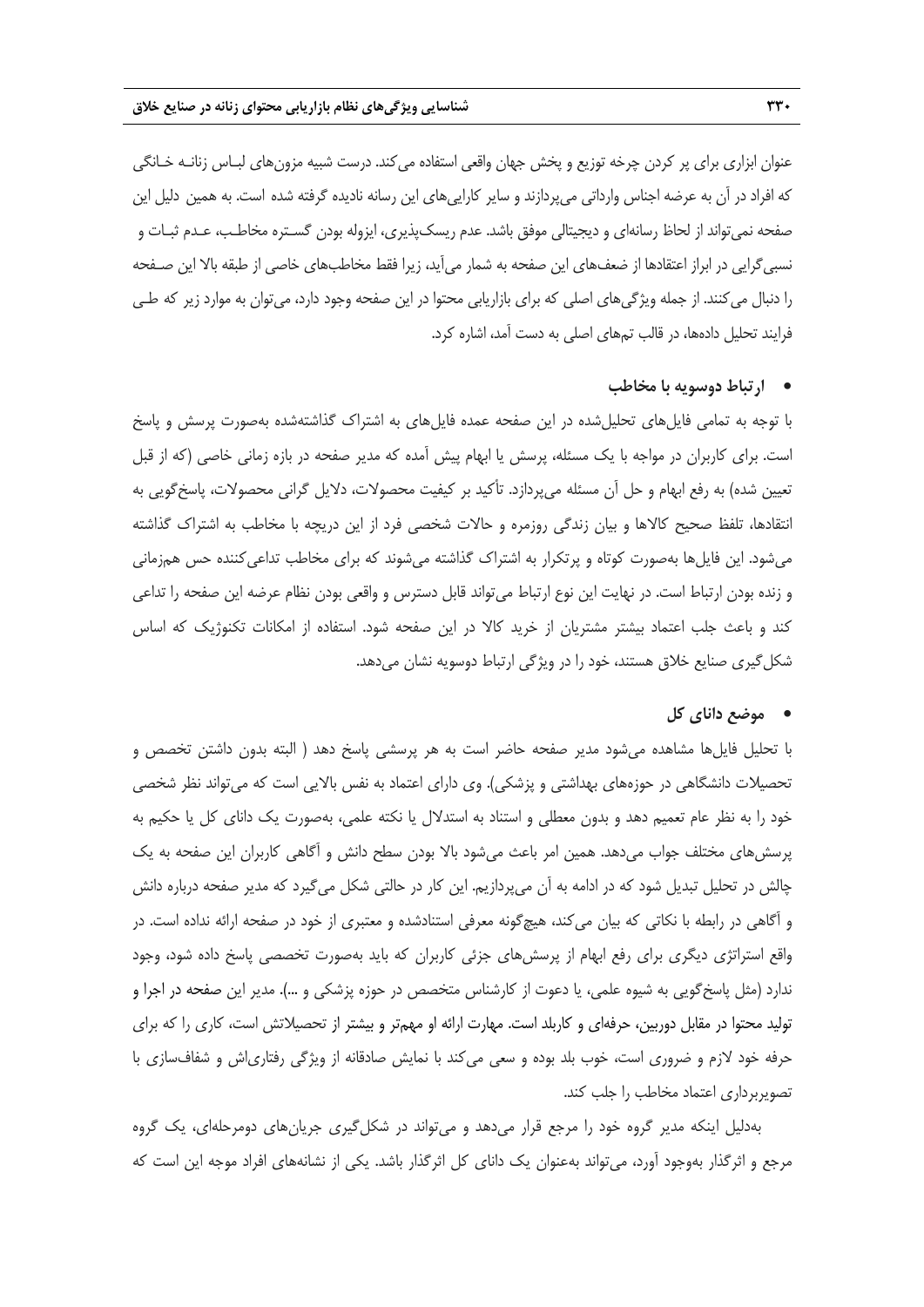عنوان ابزاری برای پر کردن چرخه توزیع و پخش جهان واقعی استفاده می‌کند. درست شبیه مزون‌های لبـاس زنانـه خـانگی که افراد در آن به عرضه اجناس وارداتی می‌پردازند و سایر کارایی‌های این رسانه نادیده گرفته شده است. به همین دلیل این صفحه نمی‌تواند از لحاظ رسانه‌ای و دیجیتالی موفق باشد. عدم ریسک‌پذیری، ایزوله بودن گسـتره مخاطـب، عـدم ثبـات و نسبی‌گرایی در ابراز اعتقادها از ضعف‌های این صفحه به شمار می‌آید، زیرا فقط مخاطب‌های خاصی از طبقه بالا این صـفحه را دنبال می‌کنند. از جمله ویژگی‌های اصلی که برای بازاریابی محتوا در این صفحه وجود دارد، می‌توان به موارد زیر که طـی فرایند تحلیل داده‌ها، در قالب تم‌های اصلی به دست آمد، اشاره کرد.

- **ارتباط دوسویه با مخاطب**

با توجه به تمامی فایل‌های تحلیل‌شده در این صفحه عمده فایل‌های به اشتراک گذاشته‌شده به‌صورت پرسش و پاسخ است. برای کاربران در مواجه با یک مسئله، پرسش یا ابهام پیش آمده که مدیر صفحه در بازه زمانی خاصی (که از قبل تعیین شده) به رفع ابهام و حل آن مسئله می‌پردازد. تأکید بر کیفیت محصولات، دلایل گرانی محصولات، پاسخ‌گویی به انتقادها، تلفظ صحیح کالاها و بیان زندگی روزمره و حالات شخصی فرد از این دریچه با مخاطب به اشتراک گذاشته می‌شود. این فایل‌ها به‌صورت کوتاه و پرتکرار به اشتراک گذاشته می‌شوند که برای مخاطب تداعی‌کننده حس هم‌زمانی و زنده بودن ارتباط است. در نهایت این نوع ارتباط می‌تواند قابل دسترس و واقعی بودن نظام عرضه این صفحه را تداعی کند و باعث جلب اعتماد بیشتر مشتریان از خرید کالا در این صفحه شود. استفاده از امکانات تکنوژیک که اساس شکل‌گیری صنایع خلاق هستند، خود را در ویژگی ارتباط دوسویه نشان می‌دهد.

- **موضع دانای کل**

با تحلیل فایل‌ها مشاهده می‌شود مدیر صفحه حاضر است به هر پرسشی پاسخ دهد ( البته بدون داشتن تخصص و تحصیلات دانشگاهی در حوزه‌های بهداشتی و پزشکی). وی دارای اعتماد به نفس بالایی است که می‌تواند نظر شخصی خود را به نظر عام تعمیم دهد و بدون معطلی و استناد به استدلال یا نکته علمی، به‌صورت یک دانای کل یا حکیم به پرسش‌های مختلف جواب می‌دهد. همین امر باعث می‌شود بالا بودن سطح دانش و آگاهی کاربران این صفحه به یک چالش در تحلیل تبدیل شود که در ادامه به آن می‌پردازیم. این کار در حالتی شکل می‌گیرد که مدیر صفحه درباره دانش و آگاهی در رابطه با نکاتی که بیان می‌کند، هیچ‌گونه معرفی استنادشده و معتبری از خود در صفحه ارائه نداده است. در واقع استراتژی دیگری برای رفع ابهام از پرسش‌های جزئی کاربران که باید به‌صورت تخصصی پاسخ داده شود، وجود ندارد (مثل پاسخ‌گویی به شیوه علمی، یا دعوت از کارشناس متخصص در حوزه پزشکی و ...). مدیر این صفحه در اجرا و تولید محتوا در مقابل دوربین، حرفه‌ای و کاربلد است. مهارت ارائه او مهم‌تر و بیشتر از تحصیلاتش است، کاری را که برای حرفه خود لازم و ضروری است، خوب بلد بوده و سعی می‌کند با نمایش صادقانه از ویژگی رفتاری‌اش و شفاف‌سازی با تصویربرداری اعتماد مخاطب را جلب کند.

به‌دلیل اینکه مدیر گروه خود را مرجع قرار می‌دهد و می‌تواند در شکل‌گیری جریان‌های دومرحله‌ای، یک گروه مرجع و اثرگذار به‌وجود آورد، می‌تواند به‌عنوان یک دانای کل اثرگذار باشد. یکی از نشانه‌های افراد موجه این است که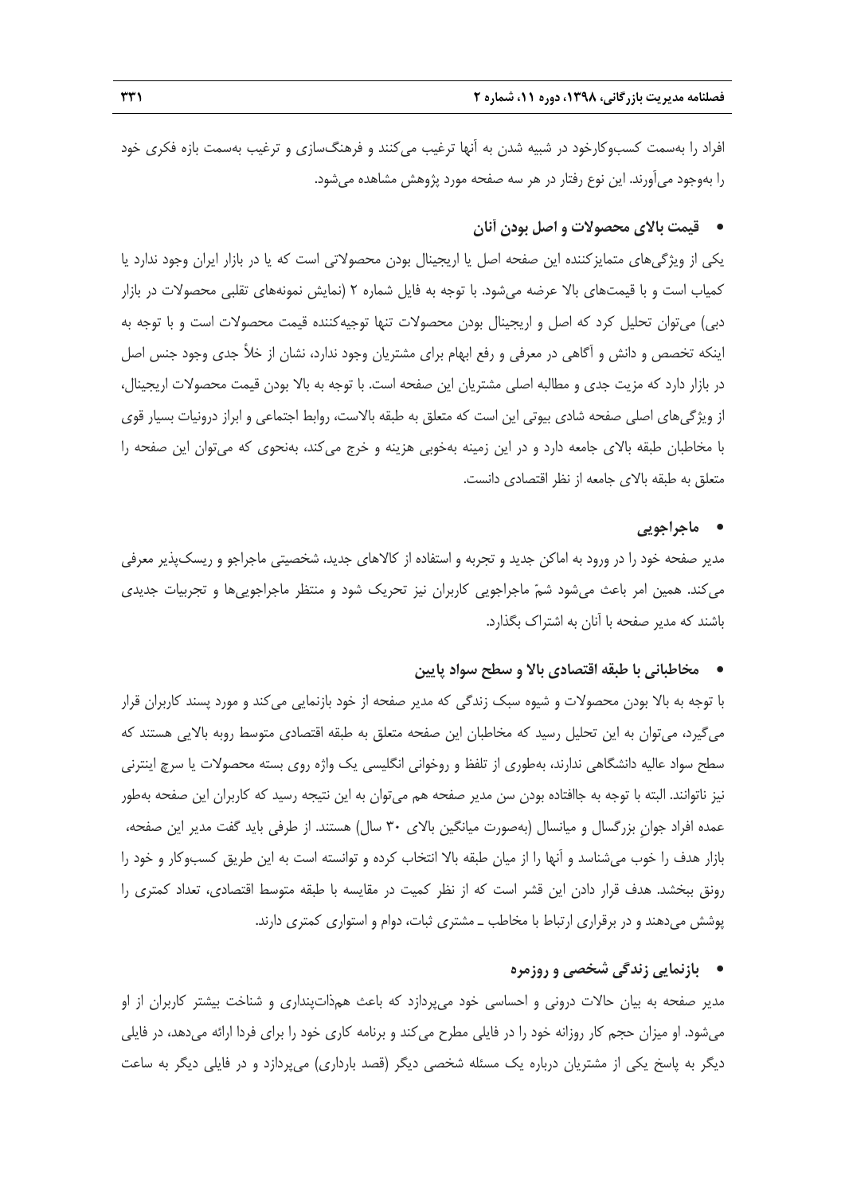افراد را به‌سمت کسب‌وکارخود در شبیه شدن به آنها ترغیب می‌کنند و فرهنگ‌سازی و ترغیب به‌سمت بازه فکری خود را به‌وجود می‌آورند. این نوع رفتار در هر سه صفحه مورد پژوهش مشاهده می‌شود.

- **قیمت بالای محصولات و اصل بودن آنان**

یکی از ویژگی‌های متمایزکننده این صفحه اصل یا اریجینال بودن محصولاتی است که یا در بازار ایران وجود ندارد یا کمیاب است و با قیمت‌های بالا عرضه می‌شود. با توجه به فایل شماره ۲ (نمایش نمونه‌های تقلبی محصولات در بازار دبی) می‌توان تحلیل کرد که اصل و اریجینال بودن محصولات تنها توجیه‌کننده قیمت محصولات است و با توجه به اینکه تخصص و دانش و آگاهی در معرفی و رفع ابهام برای مشتریان وجود ندارد، نشان از خلأ جدی وجود جنس اصل در بازار دارد که مزیت جدی و مطالبه اصلی مشتریان این صفحه است. با توجه به بالا بودن قیمت محصولات اریجینال، از ویژگی‌های اصلی صفحه شادی بیوتی این است که متعلق به طبقه بالاست، روابط اجتماعی و ابراز درونیات بسیار قوی با مخاطبان طبقه بالای جامعه دارد و در این زمینه به‌خوبی هزینه و خرج می‌کند، به‌نحوی که می‌توان این صفحه را متعلق به طبقه بالای جامعه از نظر اقتصادی دانست.

- **ماجراجویی**

مدیر صفحه خود را در ورود به اماکن جدید و تجربه و استفاده از کالاهای جدید، شخصیتی ماجراجو و ریسک‌پذیر معرفی می‌کند. همین امر باعث می‌شود شمّ ماجراجویی کاربران نیز تحریک شود و منتظر ماجراجویی‌ها و تجربیات جدیدی باشند که مدیر صفحه با آنان به اشتراک بگذارد.

- **مخاطبانی با طبقه اقتصادی بالا و سطح سواد پایین**

با توجه به بالا بودن محصولات و شیوه سبک زندگی که مدیر صفحه از خود بازنمایی می‌کند و مورد پسند کاربران قرار می‌گیرد، می‌توان به این تحلیل رسید که مخاطبان این صفحه متعلق به طبقه اقتصادی متوسط روبه بالایی هستند که سطح سواد عالیه دانشگاهی ندارند، به‌طوری از تلفظ و روخوانی انگلیسی یک واژه روی بسته محصولات یا سرچ اینترنتی نیز ناتوانند. البته با توجه به جاافتاده بودن سن مدیر صفحه هم می‌توان به این نتیجه رسید که کاربران این صفحه به‌طور عمده افراد جوانِ بزرگسال و میانسال (به‌صورت میانگین بالای ۳۰ سال) هستند. از طرفی باید گفت مدیر این صفحه، بازار هدف را خوب می‌شناسد و آنها را از میان طبقه بالا انتخاب کرده و توانسته است به این طریق کسب‌وکار و خود را رونق ببخشد. هدف قرار دادن این قشر از نظر کمیت است که در مقایسه با طبقه متوسط اقتصادی، تعداد کمتری را پوشش می‌دهند و در برقراری ارتباط با مخاطب ـ مشتری ثبات، دوام و استواری کمتری دارند.

- **بازنمایی زندگی شخصی و روزمره**

مدیر صفحه به بیان حالات درونی و احساسی خود می‌پردازد که باعث هم‌ذات‌پنداری و شناخت بیشتر کاربران از او می‌شود. او میزان حجم کار روزانه خود را در فایلی مطرح می‌کند و برنامه کاری خود را برای فردا ارائه می‌دهد، در فایلی دیگر به پاسخ یکی از مشتریان درباره یک مسئله شخصی دیگر (قصد بارداری) می‌پردازد و در فایلی دیگر به ساعت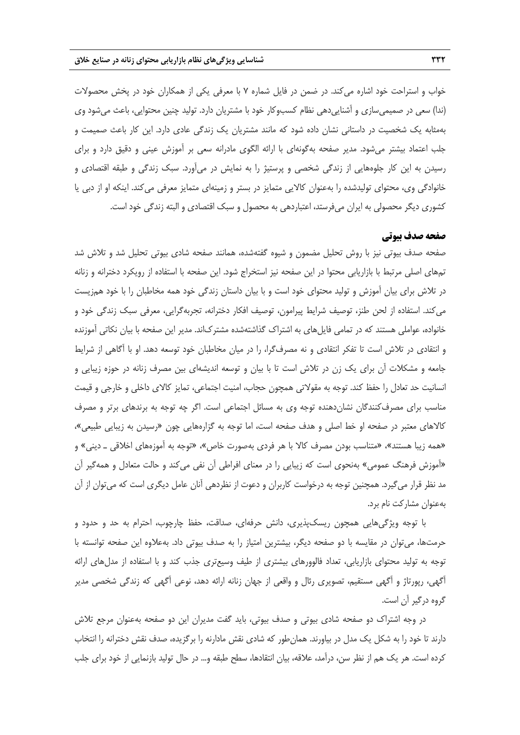خواب و استراحت خود اشاره می‌کند. در ضمن در فایل شماره ۷ با معرفی یکی از همکاران خود در پخش محصولات (ندا) سعی در صمیمی‌سازی و آشنایی‌دهی نظام کسب‌وکار خود با مشتریان دارد. تولید چنین محتوایی، باعث می‌شود وی به‌مثابه یک شخصیت در داستانی نشان داده شود که مانند مشتریان یک زندگی عادی دارد. این کار باعث صمیمت و جلب اعتماد بیشتر می‌شود. مدیر صفحه به‌گونه‌ای با ارائه الگوی مادرانه سعی بر آموزش عینی و دقیق دارد و برای رسیدن به این کار جلوه‌هایی از زندگی شخصی و پرستیژ را به نمایش در می‌آورد. سبک زندگی و طبقه اقتصادی و خانوادگی وی، محتوای تولیدشده را به‌عنوان کالایی متمایز در بستر و زمینه‌ای متمایز معرفی می‌کند. اینکه او از دبی یا کشوری دیگر محصولی به ایران می‌فرستد، اعتباردهی به محصول و سبک اقتصادی و البته زندگی خود است.

### صفحه صدف بیوتی

صفحه صدف بیوتی نیز با روش تحلیل مضمون و شیوه گفته‌شده، همانند صفحه شادی بیوتی تحلیل شد و تلاش شد تم‌های اصلی مرتبط با بازاریابی محتوا در این صفحه نیز استخراج شود. این صفحه با استفاده از رویکرد دخترانه و زنانه در تلاش برای بیان آموزش و تولید محتوای خود است و با بیان داستان زندگی خود همه مخاطبان را با خود هم‌زیست می‌کند. استفاده از لحن طنز، توصیف شرایط پیرامون، توصیف افکار دخترانه، تجربه‌گرایی، معرفی سبک زندگی خود و خانواده، عواملی هستند که در تمامی فایل‌های به اشتراک گذاشته‌شده مشترک‌اند. مدیر این صفحه با بیان نکاتی آموزنده و انتقادی در تلاش است تا تفکر انتقادی و نه مصرف‌گرا، را در میان مخاطبان خود توسعه دهد. او با آگاهی از شرایط جامعه و مشکلات آن برای یک زن در تلاش است تا با بیان و توسعه اندیشه‌ای بین مصرف زنانه در حوزه زیبایی و انسانیت حد تعادل را حفظ کند. توجه به مقولاتی همچون حجاب، امنیت اجتماعی، تمایز کالای داخلی و خارجی و قیمت مناسب برای مصرف‌کنندگان نشان‌دهنده توجه وی به مسائل اجتماعی است. اگر چه توجه به برندهای برتر و مصرف کالاهای معتبر در صفحه او خط اصلی و هدف صفحه است، اما توجه به گزاره‌هایی چون «رسیدن به زیبایی طبیعی»، «همه زیبا هستند»، «متناسب بودن مصرف کالا با هر فردی به‌صورت خاص»، «توجه به آموزه‌های اخلاقی ـ دینی» و «آموزش فرهنگ عمومی» به‌نحوی است که زیبایی را در معنای افراطی آن نفی می‌کند و حالت متعادل و همه‌گیر آن مد نظر قرار می‌گیرد. همچنین توجه به درخواست کاربران و دعوت از نظردهی آنان عامل دیگری است که می‌توان از آن به‌عنوان مشارکت نام برد.

با توجه ویژگی‌هایی همچون ریسک‌پذیری، دانش حرفه‌ای، صداقت، حفظ چارچوب، احترام به حد و حدود و حرمت‌ها، می‌توان در مقایسه با دو صفحه دیگر، بیشترین امتیاز را به صدف بیوتی داد. به‌علاوه این صفحه توانسته با توجه به تولید محتوای بازاریابی، تعداد فالوورهای بیشتری از طیف وسیع‌تری جذب کند و با استفاده از مدل‌های ارائه آگهی، رپورتاژ و آگهی مستقیم، تصویری رئال و واقعی از جهان زنانه ارائه دهد، نوعی آگهی که زندگی شخصی مدیر گروه درگیر آن است.

در وجه اشتراک دو صفحه شادی بیوتی و صدف بیوتی، باید گفت مدیران این دو صفحه به‌عنوان مرجع تلاش دارند تا خود را به شکل یک مدل در بیاورند. همان‌طور که شادی نقش مادرانه را برگزیده، صدف نقش دخترانه را انتخاب کرده است. هر یک هم از نظر سن، درآمد، علاقه، بیان انتقادها، سطح طبقه و... در حال تولید بازنمایی از خود برای جلب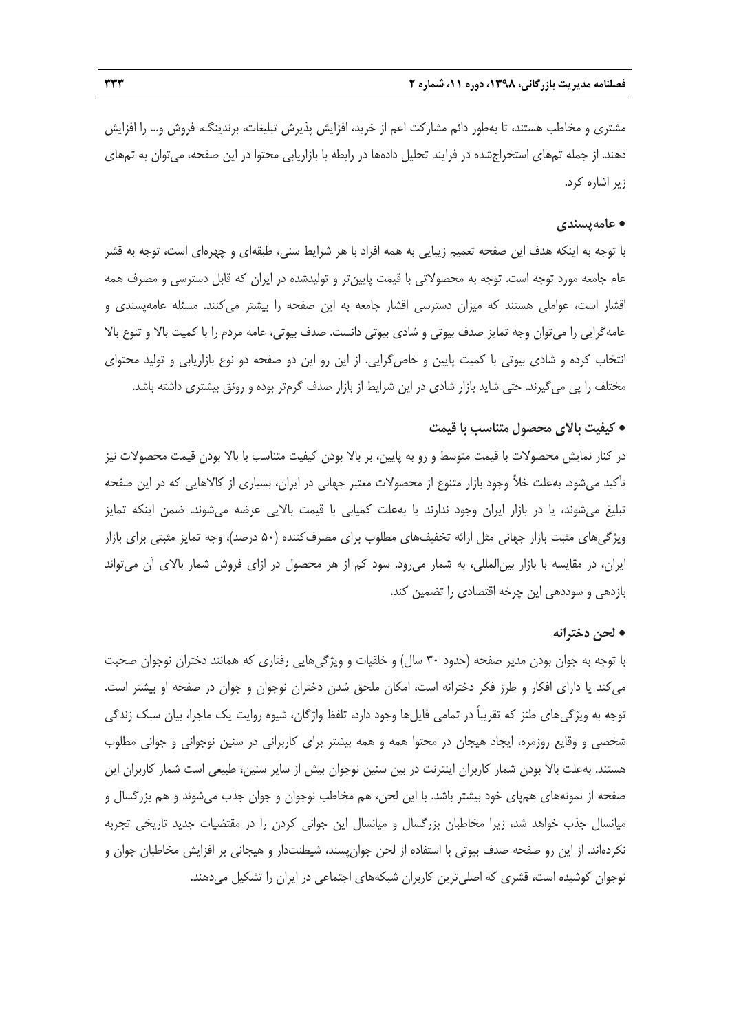مشتری و مخاطب هستند، تا به‌طور دائم مشارکت اعم از خرید، افزایش پذیرش تبلیغات، برندینگ، فروش و... را افزایش دهند. از جمله تم‌های استخراج‌شده در فرایند تحلیل داده‌ها در رابطه با بازاریابی محتوا در این صفحه، می‌توان به تم‌های زیر اشاره کرد.

- **عامه‌پسندی**

با توجه به اینکه هدف این صفحه تعمیم زیبایی به همه افراد با هر شرایط سنی، طبقه‌ای و چهره‌ای است، توجه به قشر عام جامعه مورد توجه است. توجه به محصولاتی با قیمت پایین‌تر و تولیدشده در ایران که قابل دسترسی و مصرف همه اقشار است، عواملی هستند که میزان دسترسی اقشار جامعه به این صفحه را بیشتر می‌کنند. مسئله عامه‌پسندی و عامه‌گرایی را می‌توان وجه تمایز صدف بیوتی و شادی بیوتی دانست. صدف بیوتی، عامه مردم را با کمیت بالا و تنوع بالا انتخاب کرده و شادی بیوتی با کمیت پایین و خاص‌گرایی. از این رو این دو صفحه دو نوع بازاریابی و تولید محتوای مختلف را پی می‌گیرند. حتی شاید بازار شادی در این شرایط از بازار صدف گرم‌تر بوده و رونق بیشتری داشته باشد.

- **کیفیت بالای محصول متناسب با قیمت**

در کنار نمایش محصولات با قیمت متوسط و رو به پایین، بر بالا بودن کیفیت متناسب با بالا بودن قیمت محصولات نیز تأکید می‌شود. به‌علت خلأ وجود بازار متنوع از محصولات معتبر جهانی در ایران، بسیاری از کالاهایی که در این صفحه تبلیغ می‌شوند، یا در بازار ایران وجود ندارند یا به‌علت کمیابی با قیمت بالایی عرضه می‌شوند. ضمن اینکه تمایز ویژگی‌های مثبت بازار جهانی مثل ارائه تخفیف‌های مطلوب برای مصرف‌کننده (۵۰ درصد)، وجه تمایز مثبتی برای بازار ایران، در مقایسه با بازار بین‌المللی، به شمار می‌رود. سود کم از هر محصول در ازای فروش شمار بالای آن می‌تواند بازدهی و سوددهی این چرخه اقتصادی را تضمین کند.

- **لحن دخترانه**

با توجه به جوان بودن مدیر صفحه (حدود ۳۰ سال) و خلقیات و ویژگی‌هایی رفتاری که همانند دختران نوجوان صحبت می‌کند یا دارای افکار و طرز فکر دخترانه است، امکان ملحق شدن دختران نوجوان و جوان در صفحه او بیشتر است. توجه به ویژگی‌های طنز که تقریباً در تمامی فایل‌ها وجود دارد، تلفظ واژگان، شیوه روایت یک ماجرا، بیان سبک زندگی شخصی و وقایع روزمره، ایجاد هیجان در محتوا همه و همه بیشتر برای کاربرانی در سنین نوجوانی و جوانی مطلوب هستند. به‌علت بالا بودن شمار کاربران اینترنت در بین سنین نوجوان بیش از سایر سنین، طبیعی است شمار کاربران این صفحه از نمونه‌های هم‌پای خود بیشتر باشد. با این لحن، هم مخاطب نوجوان و جوان جذب می‌شوند و هم بزرگسال و میانسال جذب خواهد شد، زیرا مخاطبان بزرگسال و میانسال این جوانی کردن را در مقتضیات جدید تاریخی تجربه نکرده‌اند. از این رو صفحه صدف بیوتی با استفاده از لحن جوان‌پسند، شیطنت‌دار و هیجانی بر افزایش مخاطبان جوان و نوجوان کوشیده است، قشری که اصلی‌ترین کاربران شبکه‌های اجتماعی در ایران را تشکیل می‌دهند.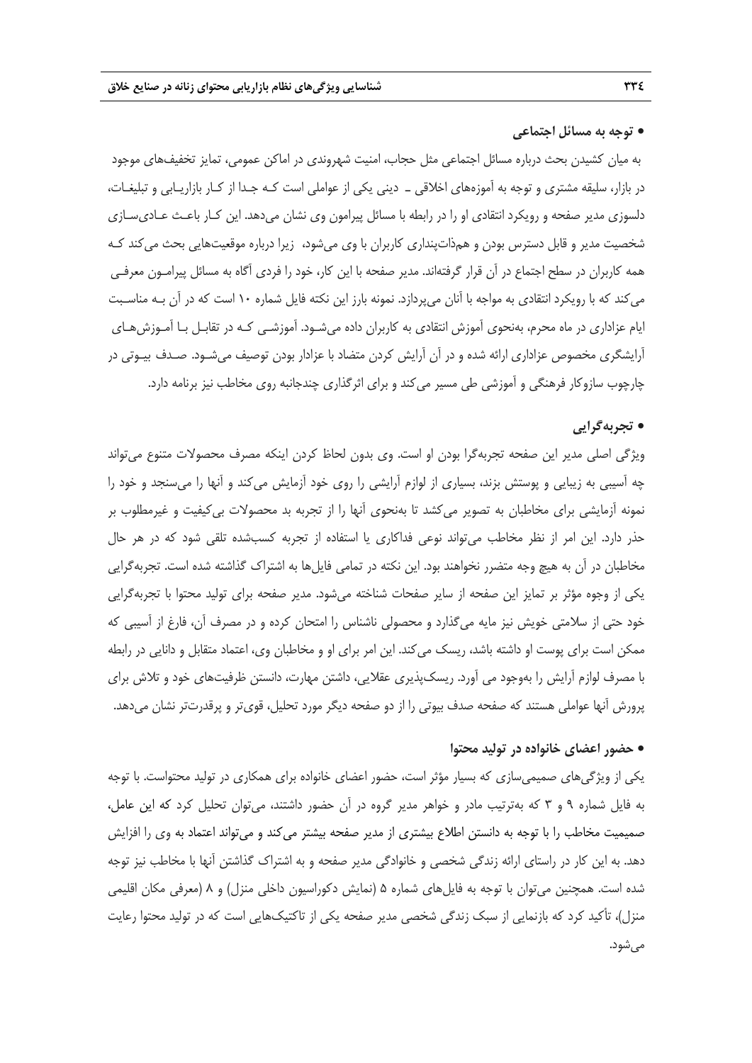- **توجه به مسائل اجتماعی**

به میان کشیدن بحث درباره مسائل اجتماعی مثل حجاب، امنیت شهروندی در اماکن عمومی، تمایز تخفیف‌های موجود در بازار، سلیقه مشتری و توجه به آموزه‌های اخلاقی ـ دینی یکی از عواملی است کـه جـدا از کـار بازاریـابی و تبلیغـات، دلسوزی مدیر صفحه و رویکرد انتقادی او را در رابطه با مسائل پیرامون وی نشان می‌دهد. این کـار باعـث عـادی‌سـازی شخصیت مدیر و قابل دسترس بودن و هم‌ذات‌پنداری کاربران با وی می‌شود، زیرا درباره موقعیت‌هایی بحث می‌کند کـه همه کاربران در سطح اجتماع در آن قرار گرفته‌اند. مدیر صفحه با این کار، خود را فردی آگاه به مسائل پیرامـون معرفـی می‌کند که با رویکرد انتقادی به مواجه با آنان می‌پردازد. نمونه بارز این نکته فایل شماره ۱۰ است که در آن بـه مناسـبت ایام عزاداری در ماه محرم، به‌نحوی آموزش انتقادی به کاربران داده می‌شـود. آموزشـی کـه در تقابـل بـا آمـوزش‌هـای آرایشگری مخصوص عزاداری ارائه شده و در آن آرایش کردن متضاد با عزادار بودن توصیف می‌شـود. صـدف بیـوتی در چارچوب سازوکار فرهنگی و آموزشی طی مسیر می‌کند و برای اثرگذاری چندجانبه روی مخاطب نیز برنامه دارد.

- **تجربه‌گرایی**

ویژگی اصلی مدیر این صفحه تجربه‌گرا بودن او است. وی بدون لحاظ کردن اینکه مصرف محصولات متنوع می‌تواند چه آسیبی به زیبایی و پوستش بزند، بسیاری از لوازم آرایشی را روی خود آزمایش می‌کند و آنها را می‌سنجد و خود را نمونه آزمایشی برای مخاطبان به تصویر می‌کشد تا به‌نحوی آنها را از تجربه بد محصولات بی‌کیفیت و غیرمطلوب بر حذر دارد. این امر از نظر مخاطب می‌تواند نوعی فداکاری یا استفاده از تجربه کسب‌شده تلقی شود که در هر حال مخاطبان در آن به هیچ وجه متضرر نخواهند بود. این نکته در تمامی فایل‌ها به اشتراک گذاشته شده است. تجربه‌گرایی یکی از وجوه مؤثر بر تمایز این صفحه از سایر صفحات شناخته می‌شود. مدیر صفحه برای تولید محتوا با تجربه‌گرایی خود حتی از سلامتی خویش نیز مایه می‌گذارد و محصولی ناشناس را امتحان کرده و در مصرف آن، فارغ از آسیبی که ممکن است برای پوست او داشته باشد، ریسک می‌کند. این امر برای او و مخاطبان وی، اعتماد متقابل و دانایی در رابطه با مصرف لوازم آرایش را به‌وجود می آورد. ریسک‌پذیری عقلایی، داشتن مهارت، دانستن ظرفیت‌های خود و تلاش برای پرورش آنها عواملی هستند که صفحه صدف بیوتی را از دو صفحه دیگر مورد تحلیل، قوی‌تر و پرقدرت‌تر نشان می‌دهد.

- **حضور اعضای خانواده در تولید محتوا**

یکی از ویژگی‌های صمیمی‌سازی که بسیار مؤثر است، حضور اعضای خانواده برای همکاری در تولید محتواست. با توجه به فایل شماره ۹ و ۳ که به‌ترتیب مادر و خواهر مدیر گروه در آن حضور داشتند، می‌توان تحلیل کرد که این عامل، صمیمیت مخاطب را با توجه به دانستن اطلاع بیشتری از مدیر صفحه بیشتر می‌کند و می‌تواند اعتماد به وی را افزایش دهد. به این کار در راستای ارائه زندگی شخصی و خانوادگی مدیر صفحه و به اشتراک گذاشتن آنها با مخاطب نیز توجه شده است. همچنین می‌توان با توجه به فایل‌های شماره ۵ (نمایش دکوراسیون داخلی منزل) و ۸ (معرفی مکان اقلیمی منزل)، تأکید کرد که بازنمایی از سبک زندگی شخصی مدیر صفحه یکی از تاکتیک‌هایی است که در تولید محتوا رعایت می‌شود.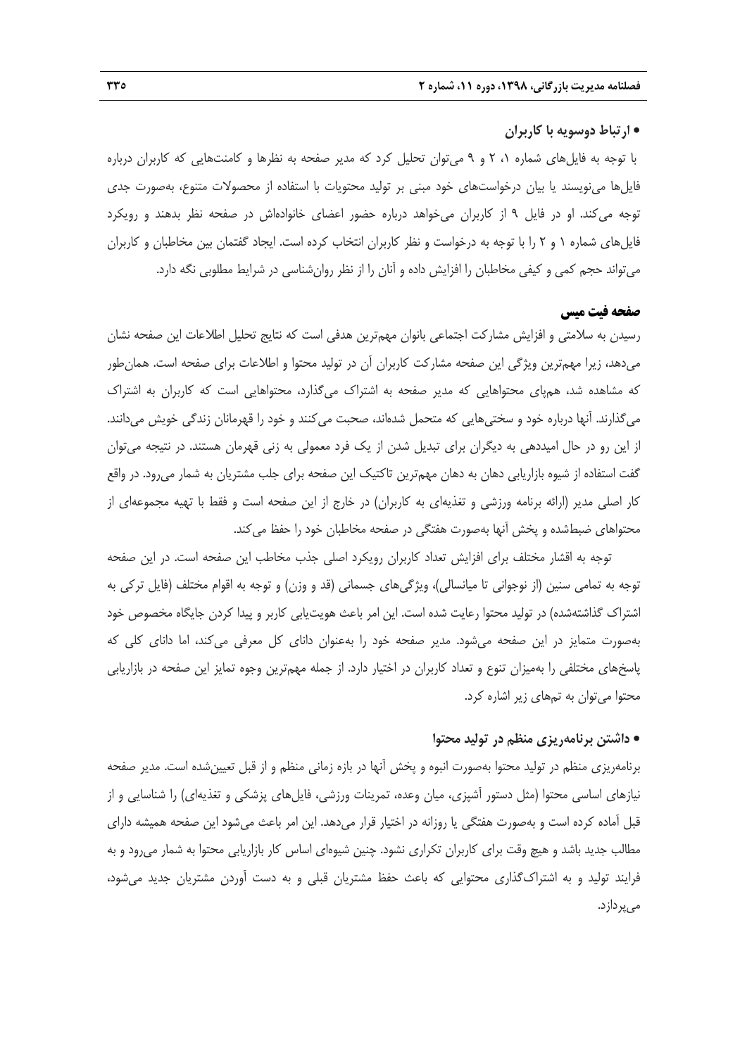- **ارتباط دوسویه با کاربران**

با توجه به فایل‌های شماره ۱، ۲ و ۹ می‌توان تحلیل کرد که مدیر صفحه به نظرها و کامنت‌هایی که کاربران درباره فایل‌ها می‌نویسند یا بیان درخواست‌های خود مبنی بر تولید محتویات با استفاده از محصولات متنوع، به‌صورت جدی توجه می‌کند. او در فایل ۹ از کاربران می‌خواهد درباره حضور اعضای خانواده‌اش در صفحه نظر بدهند و رویکرد فایل‌های شماره ۱ و ۲ را با توجه به درخواست و نظر کاربران انتخاب کرده است. ایجاد گفتمان بین مخاطبان و کاربران می‌تواند حجم کمی و کیفی مخاطبان را افزایش داده و آنان را از نظر روان‌شناسی در شرایط مطلوبی نگه دارد.

### صفحه فیت میس

رسیدن به سلامتی و افزایش مشارکت اجتماعی بانوان مهم‌ترین هدفی است که نتایج تحلیل اطلاعات این صفحه نشان می‌دهد، زیرا مهم‌ترین ویژگی این صفحه مشارکت کاربران آن در تولید محتوا و اطلاعات برای صفحه است. همان‌طور که مشاهده شد، هم‌پای محتواهایی که مدیر صفحه به اشتراک می‌گذارد، محتواهایی است که کاربران به اشتراک می‌گذارند. آنها درباره خود و سختی‌هایی که متحمل شده‌اند، صحبت می‌کنند و خود را قهرمانان زندگی خویش می‌دانند. از این رو در حال امیددهی به دیگران برای تبدیل شدن از یک فرد معمولی به زنی قهرمان هستند. در نتیجه می‌توان گفت استفاده از شیوه بازاریابی دهان به دهان مهم‌ترین تاکتیک این صفحه برای جلب مشتریان به شمار می‌رود. در واقع کار اصلی مدیر (ارائه برنامه ورزشی و تغذیه‌ای به کاربران) در خارج از این صفحه است و فقط با تهیه مجموعه‌ای از محتواهای ضبط‌شده و پخش آنها به‌صورت هفتگی در صفحه مخاطبان خود را حفظ می‌کند.

توجه به اقشار مختلف برای افزایش تعداد کاربران رویکرد اصلی جذب مخاطب این صفحه است. در این صفحه توجه به تمامی سنین (از نوجوانی تا میانسالی)، ویژگی‌های جسمانی (قد و وزن) و توجه به اقوام مختلف (فایل ترکی به اشتراک گذاشته‌شده) در تولید محتوا رعایت شده است. این امر باعث هویت‌یابی کاربر و پیدا کردن جایگاه مخصوص خود به‌صورت متمایز در این صفحه می‌شود. مدیر صفحه خود را به‌عنوان دانای کل معرفی می‌کند، اما دانای کلی که پاسخ‌های مختلفی را به‌میزان تنوع و تعداد کاربران در اختیار دارد. از جمله مهم‌ترین وجوه تمایز این صفحه در بازاریابی محتوا می‌توان به تم‌های زیر اشاره کرد.

- **داشتن برنامه‌ریزی منظم در تولید محتوا**

برنامه‌ریزی منظم در تولید محتوا به‌صورت انبوه و پخش آنها در بازه زمانی منظم و از قبل تعیین‌شده است. مدیر صفحه نیازهای اساسی محتوا (مثل دستور آشپزی، میان وعده، تمرینات ورزشی، فایل‌های پزشکی و تغذیه‌ای) را شناسایی و از قبل آماده کرده است و به‌صورت هفتگی یا روزانه در اختیار قرار می‌دهد. این امر باعث می‌شود این صفحه همیشه دارای مطالب جدید باشد و هیچ وقت برای کاربران تکراری نشود. چنین شیوه‌ای اساس کار بازاریابی محتوا به شمار می‌رود و به فرایند تولید و به اشتراک‌گذاری محتوایی که باعث حفظ مشتریان قبلی و به دست آوردن مشتریان جدید می‌شود، می‌پردازد.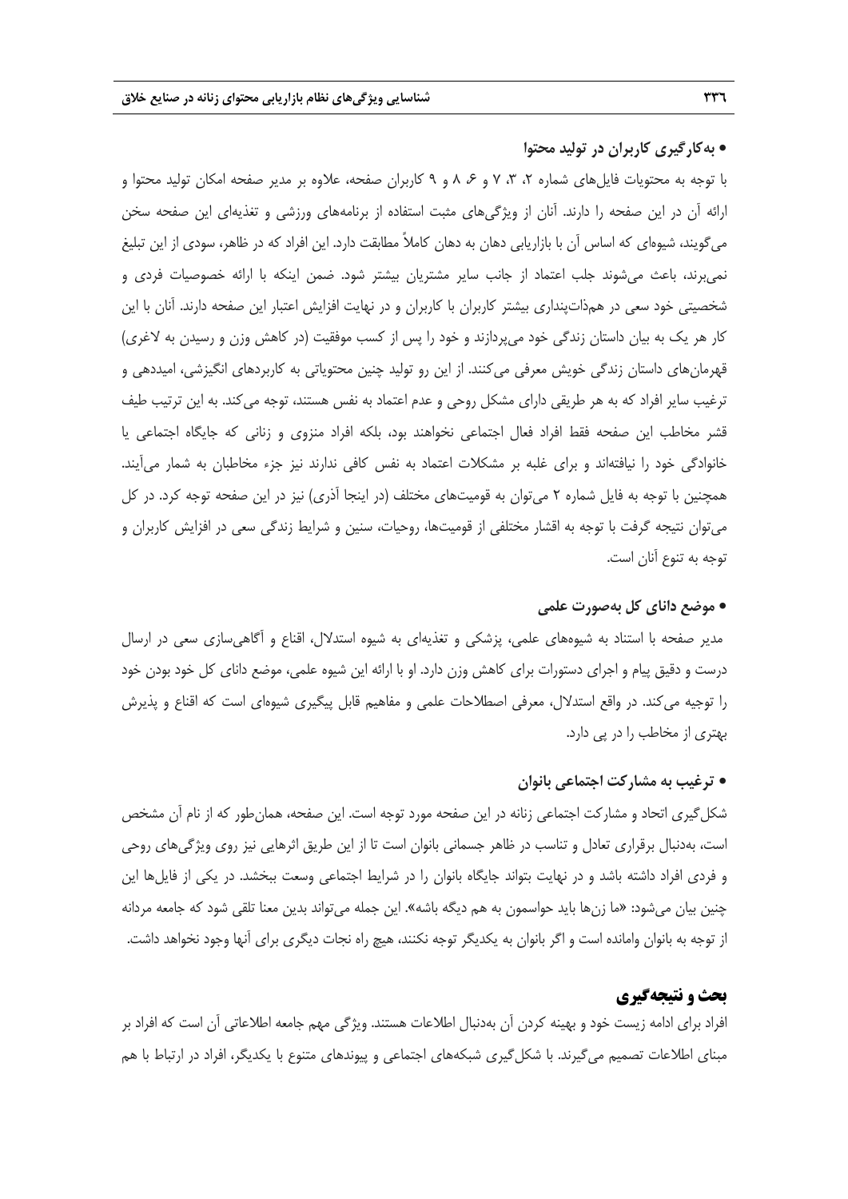- **به‌کارگیری کاربران در تولید محتوا**

با توجه به محتویات فایل‌های شماره ۲، ۳، ۷ و ۶، ۸ و ۹ کاربران صفحه، علاوه بر مدیر صفحه امکان تولید محتوا و ارائه آن در این صفحه را دارند. آنان از ویژگی‌های مثبت استفاده از برنامه‌های ورزشی و تغذیه‌ای این صفحه سخن می‌گویند، شیوه‌ای که اساس آن با بازاریابی دهان به دهان کاملاً مطابقت دارد. این افراد که در ظاهر، سودی از این تبلیغ نمی‌برند، باعث می‌شوند جلب اعتماد از جانب سایر مشتریان بیشتر شود. ضمن اینکه با ارائه خصوصیات فردی و شخصیتی خود سعی در هم‌ذات‌پنداری بیشتر کاربران با کاربران و در نهایت افزایش اعتبار این صفحه دارند. آنان با این کار هر یک به بیان داستان زندگی خود می‌پردازند و خود را پس از کسب موفقیت (در کاهش وزن و رسیدن به لاغری) قهرمان‌های داستان زندگی خویش معرفی می‌کنند. از این رو تولید چنین محتویاتی به کاربردهای انگیزشی، امیددهی و ترغیب سایر افراد که به هر طریقی دارای مشکل روحی و عدم اعتماد به نفس هستند، توجه می‌کند. به این ترتیب طیف قشر مخاطب این صفحه فقط افراد فعال اجتماعی نخواهند بود، بلکه افراد منزوی و زنانی که جایگاه اجتماعی یا خانوادگی خود را نیافته‌اند و برای غلبه بر مشکلات اعتماد به نفس کافی ندارند نیز جزء مخاطبان به شمار می‌آیند. همچنین با توجه به فایل شماره ۲ می‌توان به قومیت‌های مختلف (در اینجا آذری) نیز در این صفحه توجه کرد. در کل می‌توان نتیجه گرفت با توجه به اقشار مختلفی از قومیت‌ها، روحیات، سنین و شرایط زندگی سعی در افزایش کاربران و توجه به تنوع آنان است.

- **موضع دانای کل به‌صورت علمی**

مدیر صفحه با استناد به شیوه‌های علمی، پزشکی و تغذیه‌ای به شیوه استدلال، اقناع و آگاهی‌سازی سعی در ارسال درست و دقیق پیام و اجرای دستورات برای کاهش وزن دارد. او با ارائه این شیوه علمی، موضع دانای کل خود بودن خود را توجیه می‌کند. در واقع استدلال، معرفی اصطلاحات علمی و مفاهیم قابل پیگیری شیوه‌ای است که اقناع و پذیرش بهتری از مخاطب را در پی دارد.

- **ترغیب به مشارکت اجتماعی بانوان**

شکل‌گیری اتحاد و مشارکت اجتماعی زنانه در این صفحه مورد توجه است. این صفحه، همان‌طور که از نام آن مشخص است، به‌دنبال برقراری تعادل و تناسب در ظاهر جسمانی بانوان است تا از این طریق اثرهایی نیز روی ویژگی‌های روحی و فردی افراد داشته باشد و در نهایت بتواند جایگاه بانوان را در شرایط اجتماعی وسعت ببخشد. در یکی از فایل‌ها این چنین بیان می‌شود: «ما زن‌ها باید حواسمون به هم دیگه باشه». این جمله می‌تواند بدین معنا تلقی شود که جامعه مردانه از توجه به بانوان وامانده است و اگر بانوان به یکدیگر توجه نکنند، هیچ راه نجات دیگری برای آنها وجود نخواهد داشت.

## بحث و نتیجه‌گیری

افراد برای ادامه زیست خود و بهینه کردن آن به‌دنبال اطلاعات هستند. ویژگی مهم جامعه اطلاعاتی آن است که افراد بر مبنای اطلاعات تصمیم می‌گیرند. با شکل‌گیری شبکه‌های اجتماعی و پیوندهای متنوع با یکدیگر، افراد در ارتباط با هم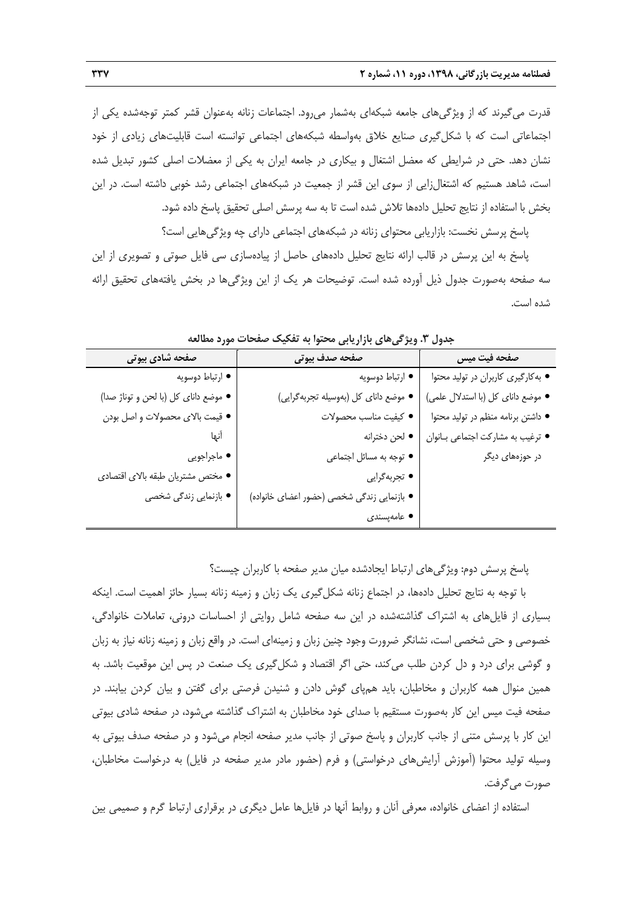قدرت می‌گیرند که از ویژگی‌های جامعه شبکه‌ای به‌شمار می‌رود. اجتماعات زنانه به‌عنوان قشر کمتر توجه‌شده یکی از اجتماعاتی است که با شکل‌گیری صنایع خلاق به‌واسطه شبکه‌های اجتماعی توانسته است قابلیت‌های زیادی از خود نشان دهد. حتی در شرایطی که معضل اشتغال و بیکاری در جامعه ایران به یکی از معضلات اصلی کشور تبدیل شده است، شاهد هستیم که اشتغال‌زایی از سوی این قشر از جمعیت در شبکه‌های اجتماعی رشد خوبی داشته است. در این بخش با استفاده از نتایج تحلیل داده‌ها تلاش شده است تا به سه پرسش اصلی تحقیق پاسخ داده شود.

پاسخ پرسش نخست: بازاریابی محتوای زنانه در شبکه‌های اجتماعی دارای چه ویژگی‌هایی است؟

پاسخ به این پرسش در قالب ارائه نتایج تحلیل داده‌های حاصل از پیاده‌سازی سی فایل صوتی و تصویری از این سه صفحه به‌صورت جدول ذیل آورده شده است. توضیحات هر یک از این ویژگی‌ها در بخش یافته‌های تحقیق ارائه شده است.

**جدول ۳. ویژگی‌های بازاریابی محتوا به تفکیک صفحات مورد مطالعه**

| صفحه فیت میس | صفحه صدف بیوتی | صفحه شادی بیوتی |
|---|---|---|
| • به‌کارگیری کاربران در تولید محتوا | • ارتباط دوسویه | • ارتباط دوسویه |
| • موضع دانای کل (با استدلال علمی) | • موضع دانای کل (به‌وسیله تجربه‌گرایی) | • موضع دانای کل (با لحن و توناژ صدا) |
| • داشتن برنامه منظم در تولید محتوا | • کیفیت مناسب محصولات | • قیمت بالای محصولات و اصل بودن آنها |
| • ترغیب به مشارکت اجتماعی بانوان در حوزه‌های دیگر | • لحن دخترانه | • ماجراجویی |
| | • توجه به مسائل اجتماعی | • مختص مشتریان طبقه بالای اقتصادی |
| | • تجربه‌گرایی | • بازنمایی زندگی شخصی |
| | • بازنمایی زندگی شخصی (حضور اعضای خانواده) | |
| | • عامه‌پسندی | |

پاسخ پرسش دوم: ویژگی‌های ارتباط ایجادشده میان مدیر صفحه با کاربران چیست؟

با توجه به نتایج تحلیل داده‌ها، در اجتماع زنانه شکل‌گیری یک زبان و زمینه زنانه بسیار حائز اهمیت است. اینکه بسیاری از فایل‌های به اشتراک گذاشته‌شده در این سه صفحه شامل روایتی از احساسات درونی، تعاملات خانوادگی، خصوصی و حتی شخصی است، نشانگر ضرورت وجود چنین زبان و زمینه‌ای است. در واقع زبان و زمینه زنانه نیاز به زبان و گوشی برای درد و دل کردن طلب می‌کند، حتی اگر اقتصاد و شکل‌گیری یک صنعت در پس این موقعیت باشد. به همین منوال همه کاربران و مخاطبان، باید هم‌پای گوش دادن و شنیدن فرصتی برای گفتن و بیان کردن بیابند. در صفحه فیت میس این کار به‌صورت مستقیم با صدای خود مخاطبان به اشتراک گذاشته می‌شود، در صفحه شادی بیوتی این کار با پرسش متنی از جانب کاربران و پاسخ صوتی از جانب مدیر صفحه انجام می‌شود و در صفحه صدف بیوتی به وسیله تولید محتوا (آموزش آرایش‌های درخواستی) و فرم (حضور مادر مدیر صفحه در فایل) به درخواست مخاطبان، صورت می‌گرفت.

استفاده از اعضای خانواده، معرفی آنان و روابط آنها در فایل‌ها عامل دیگری در برقراری ارتباط گرم و صمیمی بین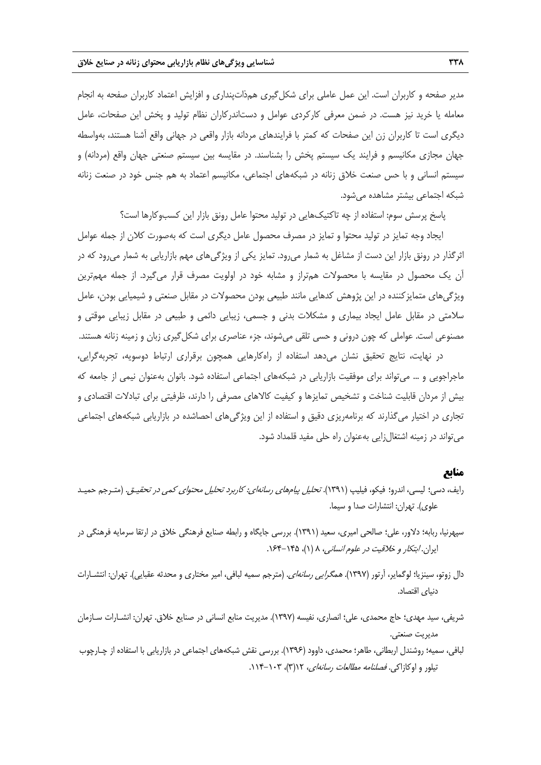مدیر صفحه و کاربران است. این عمل عاملی برای شکل‌گیری هم‌ذات‌پنداری و افزایش اعتماد کاربران صفحه به انجام معامله یا خرید نیز هست. در ضمن معرفی کارکردی عوامل و دست‌اندرکاران نظام تولید و پخش این صفحات، عامل دیگری است تا کاربران زن این صفحات که کمتر با فرایندهای مردانه بازار واقعی در جهانی واقع آشنا هستند، به‌واسطه جهان مجازی مکانیسم و فرایند یک سیستم پخش را بشناسند. در مقایسه بین سیستم صنعتی جهان واقع (مردانه) و سیستم انسانی و با حس صنعت خلاق زنانه در شبکه‌های اجتماعی، مکانیسم اعتماد به هم جنس خود در صنعت زنانه شبکه اجتماعی بیشتر مشاهده می‌شود.

پاسخ پرسش سوم: استفاده از چه تاکتیک‌هایی در تولید محتوا عامل رونق بازار این کسب‌وکارها است؟

ایجاد وجه تمایز در تولید محتوا و تمایز در مصرف محصول عامل دیگری است که به‌صورت کلان از جمله عوامل اثرگذار در رونق بازار این دست از مشاغل به شمار می‌رود. تمایز یکی از ویژگی‌های مهم بازاریابی به شمار می‌رود که در آن یک محصول در مقایسه با محصولات هم‌تراز و مشابه خود در اولویت مصرف قرار می‌گیرد. از جمله مهم‌ترین ویژگی‌های متمایزکننده در این پژوهش کدهایی مانند طبیعی بودن محصولات در مقابل صنعتی و شیمیایی بودن، عامل سلامتی در مقابل عامل ایجاد بیماری و مشکلات بدنی و جسمی، زیبایی دائمی و طبیعی در مقابل زیبایی موقتی و مصنوعی است. عواملی که چون درونی و حسی تلقی می‌شوند، جزء عناصری برای شکل‌گیری زبان و زمینه زنانه هستند.

در نهایت، نتایج تحقیق نشان می‌دهد استفاده از راه‌کارهایی همچون برقراری ارتباط دوسویه، تجربه‌گرایی، ماجراجویی و ... می‌تواند برای موفقیت بازاریابی در شبکه‌های اجتماعی استفاده شود. بانوان به‌عنوان نیمی از جامعه که بیش از مردان قابلیت شناخت و تشخیص تمایزها و کیفیت کالاهای مصرفی را دارند، ظرفیتی برای تبادلات اقتصادی و تجاری در اختیار می‌گذارند که برنامه‌ریزی دقیق و استفاده از این ویژگی‌های احصاشده در بازاریابی شبکه‌های اجتماعی می‌تواند در زمینه اشتغال‌زایی به‌عنوان راه حلی مفید قلمداد شود.

## منابع

رایف، دسی؛ لیسی، اندرو؛ فیکو، فیلیپ (۱۳۹۱). *تحلیل پیام‌های رسانه‌ای: کاربرد تحلیل محتوای کمی در تحقیق*. (مترجم حمید علوی). تهران: انتشارات صدا و سیما.

سپهرنیا، ربابه؛ دلاور، علی؛ صالحی امیری، سعید (۱۳۹۱). بررسی جایگاه و رابطه صنایع فرهنگی خلاق در ارتقا سرمایه فرهنگی در ایران. *ابتکار و خلاقیت در علوم انسانی*، ۸ (۱)، ۱۴۵-۱۶۴.

دال زوتو، سینزیا؛ لوگمایر، آرتور (۱۳۹۷). *همگرایی رسانه‌ای*. (مترجم سمیه لبافی، امیر مختاری و محدثه عقبایی). تهران: انتشارات دنیای اقتصاد.

شریفی، سید مهدی؛ حاج محمدی، علی؛ انصاری، نفیسه (۱۳۹۷). مدیریت منابع انسانی در صنایع خلاق. تهران: انتشارات سازمان مدیریت صنعتی.

لبافی، سمیه؛ روشندل اربطانی، طاهر؛ محمدی، داوود (۱۳۹۶). بررسی نقش شبکه‌های اجتماعی در بازاریابی با استفاده از چارچوب تیلور و اوکازاکی. *فصلنامه مطالعات رسانه‌ای*، ۱۲(۳)، ۱۰۳-۱۱۴.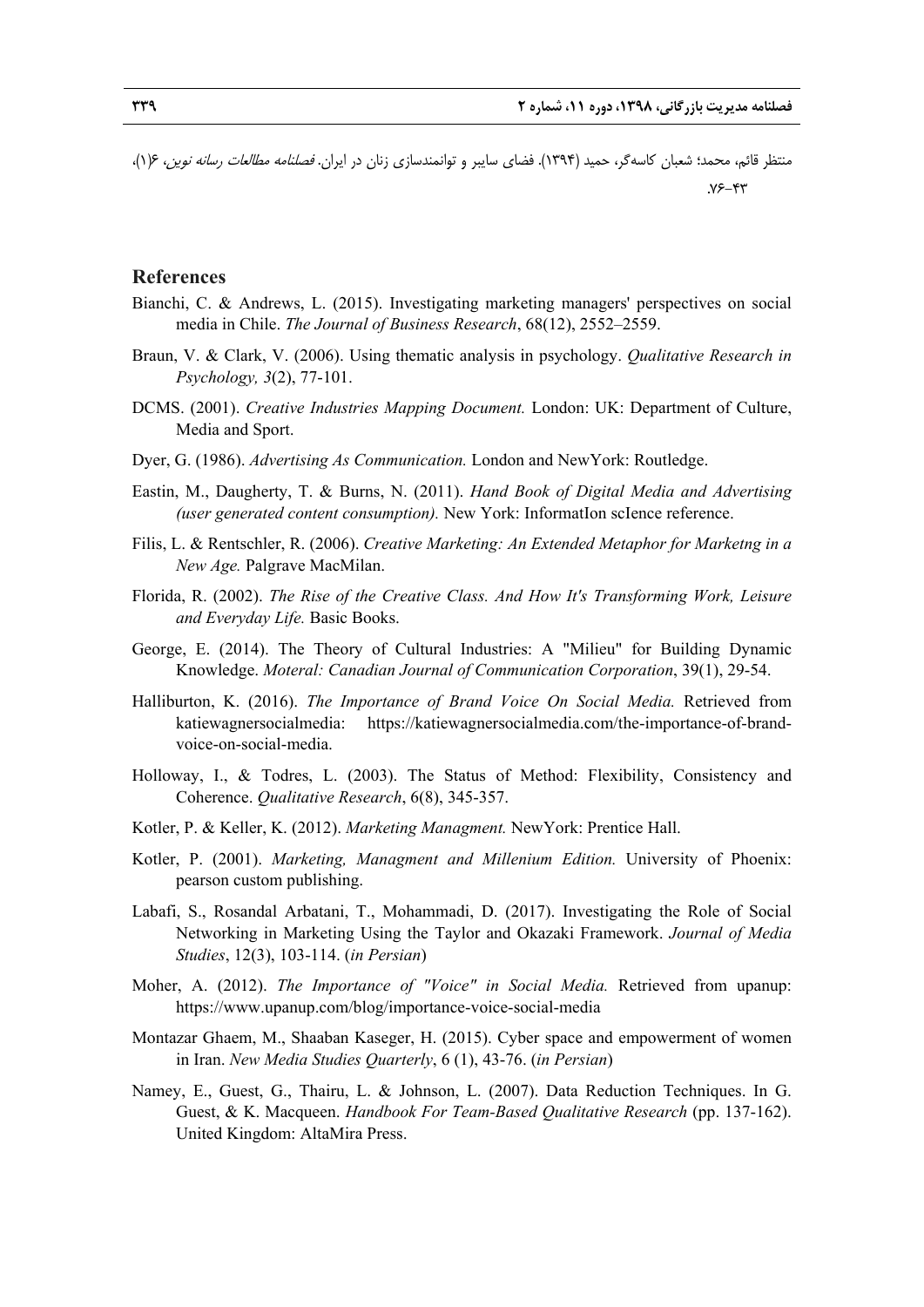منتظر قائم، محمد؛ شعبان کاسه‌گر، حمید (۱۳۹۴). فضای سایبر و توانمندسازی زنان در ایران. *فصلنامه مطالعات رسانه نوین*، ۶(۱)، ۴۳-۷۶.

## References

Bianchi, C. & Andrews, L. (2015). Investigating marketing managers' perspectives on social media in Chile. *The Journal of Business Research*, 68(12), 2552–2559.

Braun, V. & Clark, V. (2006). Using thematic analysis in psychology. *Qualitative Research in Psychology, 3*(2), 77-101.

DCMS. (2001). *Creative Industries Mapping Document.* London: UK: Department of Culture, Media and Sport.

Dyer, G. (1986). *Advertising As Communication.* London and NewYork: Routledge.

Eastin, M., Daugherty, T. & Burns, N. (2011). *Hand Book of Digital Media and Advertising (user generated content consumption).* New York: InformatIon scIence reference.

Filis, L. & Rentschler, R. (2006). *Creative Marketing: An Extended Metaphor for Marketng in a New Age.* Palgrave MacMilan.

Florida, R. (2002). *The Rise of the Creative Class. And How It's Transforming Work, Leisure and Everyday Life.* Basic Books.

George, E. (2014). The Theory of Cultural Industries: A "Milieu" for Building Dynamic Knowledge. *Moteral: Canadian Journal of Communication Corporation*, 39(1), 29-54.

Halliburton, K. (2016). *The Importance of Brand Voice On Social Media.* Retrieved from katiewagnersocialmedia: https://katiewagnersocialmedia.com/the-importance-of-brand-voice-on-social-media.

Holloway, I., & Todres, L. (2003). The Status of Method: Flexibility, Consistency and Coherence. *Qualitative Research*, 6(8), 345-357.

Kotler, P. & Keller, K. (2012). *Marketing Managment.* NewYork: Prentice Hall.

Kotler, P. (2001). *Marketing, Managment and Millenium Edition.* University of Phoenix: pearson custom publishing.

Labafi, S., Rosandal Arbatani, T., Mohammadi, D. (2017). Investigating the Role of Social Networking in Marketing Using the Taylor and Okazaki Framework. *Journal of Media Studies*, 12(3), 103-114. (*in Persian*)

Moher, A. (2012). *The Importance of "Voice" in Social Media.* Retrieved from upanup: https://www.upanup.com/blog/importance-voice-social-media

Montazar Ghaem, M., Shaaban Kaseger, H. (2015). Cyber space and empowerment of women in Iran. *New Media Studies Quarterly*, 6 (1), 43-76. (*in Persian*)

Namey, E., Guest, G., Thairu, L. & Johnson, L. (2007). Data Reduction Techniques. In G. Guest, & K. Macqueen. *Handbook For Team-Based Qualitative Research* (pp. 137-162). United Kingdom: AltaMira Press.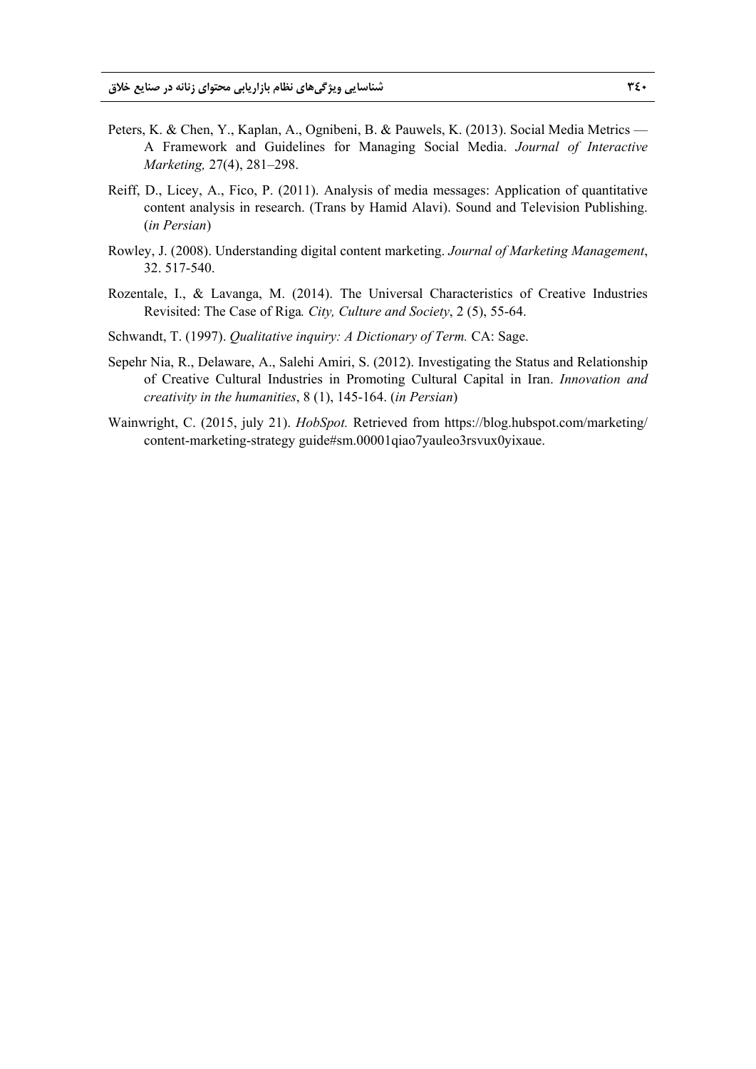Peters, K. & Chen, Y., Kaplan, A., Ognibeni, B. & Pauwels, K. (2013). Social Media Metrics — A Framework and Guidelines for Managing Social Media. *Journal of Interactive Marketing,* 27(4), 281–298.

Reiff, D., Licey, A., Fico, P. (2011). Analysis of media messages: Application of quantitative content analysis in research. (Trans by Hamid Alavi). Sound and Television Publishing. (*in Persian*)

Rowley, J. (2008). Understanding digital content marketing. *Journal of Marketing Management*, 32. 517-540.

Rozentale, I., & Lavanga, M. (2014). The Universal Characteristics of Creative Industries Revisited: The Case of Riga*. City, Culture and Society*, 2 (5), 55-64.

Schwandt, T. (1997). *Qualitative inquiry: A Dictionary of Term.* CA: Sage.

Sepehr Nia, R., Delaware, A., Salehi Amiri, S. (2012). Investigating the Status and Relationship of Creative Cultural Industries in Promoting Cultural Capital in Iran. *Innovation and creativity in the humanities*, 8 (1), 145-164. (*in Persian*)

Wainwright, C. (2015, july 21). *HobSpot.* Retrieved from https://blog.hubspot.com/marketing/content-marketing-strategy guide#sm.00001qiao7yauleo3rsvux0yixaue.